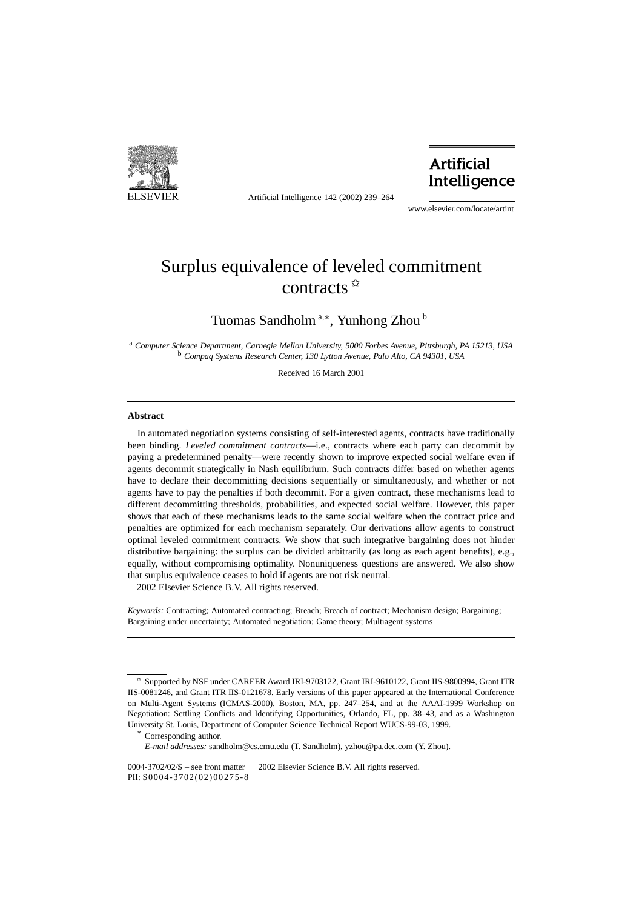# Surplus equivalence of leveled commitment contracts ☆

Tuomas Sandholm [a,*], Yunhong Zhou [b]

[a] *Computer Science Department, Carnegie Mellon University, 5000 Forbes Avenue, Pittsburgh, PA 15213, USA*
[b] *Compaq Systems Research Center, 130 Lytton Avenue, Palo Alto, CA 94301, USA*

Received 16 March 2001

## Abstract

In automated negotiation systems consisting of self-interested agents, contracts have traditionally been binding. *Leveled commitment contracts*—i.e., contracts where each party can decommit by paying a predetermined penalty—were recently shown to improve expected social welfare even if agents decommit strategically in Nash equilibrium. Such contracts differ based on whether agents have to declare their decommitting decisions sequentially or simultaneously, and whether or not agents have to pay the penalties if both decommit. For a given contract, these mechanisms lead to different decommitting thresholds, probabilities, and expected social welfare. However, this paper shows that each of these mechanisms leads to the same social welfare when the contract price and penalties are optimized for each mechanism separately. Our derivations allow agents to construct optimal leveled commitment contracts. We show that such integrative bargaining does not hinder distributive bargaining: the surplus can be divided arbitrarily (as long as each agent benefits), e.g., equally, without compromising optimality. Nonuniqueness questions are answered. We also show that surplus equivalence ceases to hold if agents are not risk neutral.

© 2002 Elsevier Science B.V. All rights reserved.

*Keywords:* Contracting; Automated contracting; Breach; Breach of contract; Mechanism design; Bargaining; Bargaining under uncertainty; Automated negotiation; Game theory; Multiagent systems

---

☆ Supported by NSF under CAREER Award IRI-9703122, Grant IRI-9610122, Grant IIS-9800994, Grant ITR IIS-0081246, and Grant ITR IIS-0121678. Early versions of this paper appeared at the International Conference on Multi-Agent Systems (ICMAS-2000), Boston, MA, pp. 247–254, and at the AAAI-1999 Workshop on Negotiation: Settling Conflicts and Identifying Opportunities, Orlando, FL, pp. 38–43, and as a Washington University St. Louis, Department of Computer Science Technical Report WUCS-99-03, 1999.

\* Corresponding author.

*E-mail addresses:* sandholm@cs.cmu.edu (T. Sandholm), yzhou@pa.dec.com (Y. Zhou).

0004-3702/02/$ – see front matter © 2002 Elsevier Science B.V. All rights reserved.
PII: S0004-3702(02)00275-8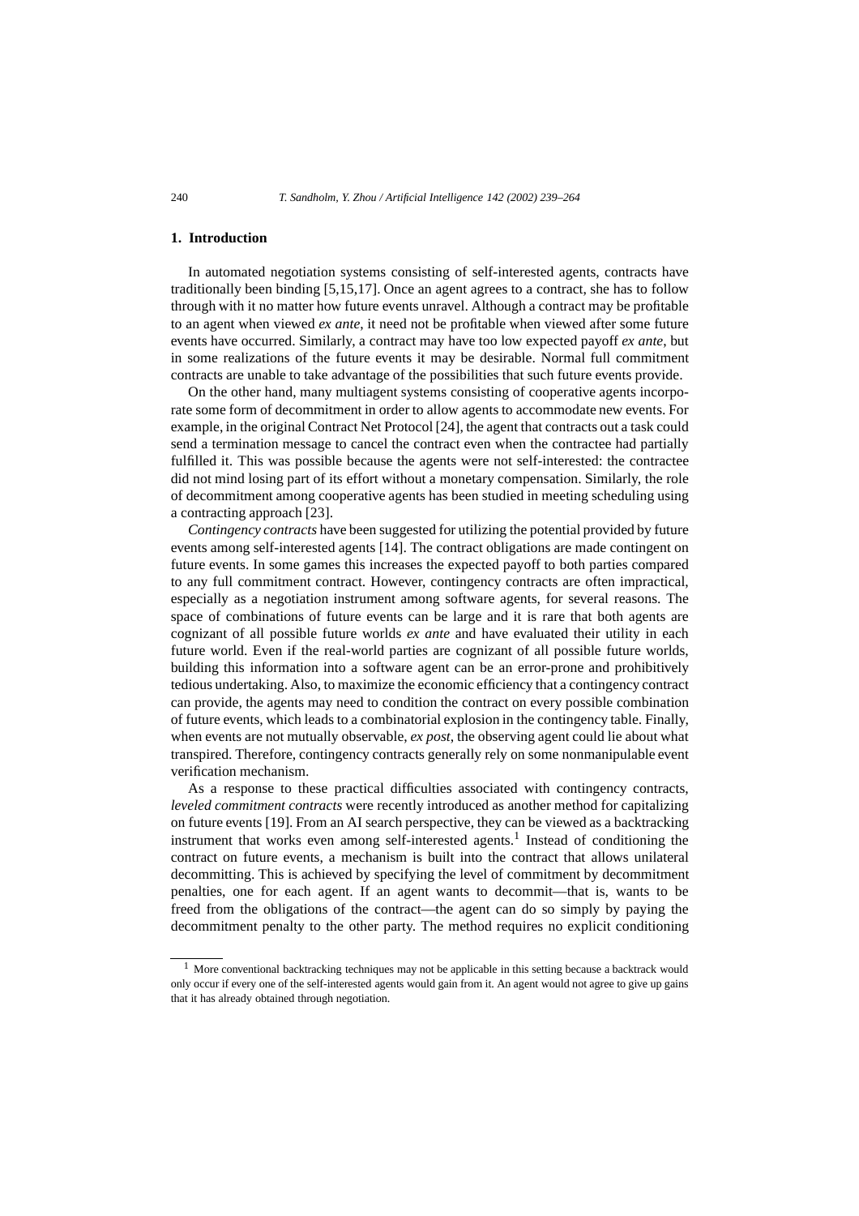## 1. Introduction

In automated negotiation systems consisting of self-interested agents, contracts have traditionally been binding [5,15,17]. Once an agent agrees to a contract, she has to follow through with it no matter how future events unravel. Although a contract may be profitable to an agent when viewed *ex ante*, it need not be profitable when viewed after some future events have occurred. Similarly, a contract may have too low expected payoff *ex ante*, but in some realizations of the future events it may be desirable. Normal full commitment contracts are unable to take advantage of the possibilities that such future events provide.

On the other hand, many multiagent systems consisting of cooperative agents incorporate some form of decommitment in order to allow agents to accommodate new events. For example, in the original Contract Net Protocol [24], the agent that contracts out a task could send a termination message to cancel the contract even when the contractee had partially fulfilled it. This was possible because the agents were not self-interested: the contractee did not mind losing part of its effort without a monetary compensation. Similarly, the role of decommitment among cooperative agents has been studied in meeting scheduling using a contracting approach [23].

*Contingency contracts* have been suggested for utilizing the potential provided by future events among self-interested agents [14]. The contract obligations are made contingent on future events. In some games this increases the expected payoff to both parties compared to any full commitment contract. However, contingency contracts are often impractical, especially as a negotiation instrument among software agents, for several reasons. The space of combinations of future events can be large and it is rare that both agents are cognizant of all possible future worlds *ex ante* and have evaluated their utility in each future world. Even if the real-world parties are cognizant of all possible future worlds, building this information into a software agent can be an error-prone and prohibitively tedious undertaking. Also, to maximize the economic efficiency that a contingency contract can provide, the agents may need to condition the contract on every possible combination of future events, which leads to a combinatorial explosion in the contingency table. Finally, when events are not mutually observable, *ex post*, the observing agent could lie about what transpired. Therefore, contingency contracts generally rely on some nonmanipulable event verification mechanism.

As a response to these practical difficulties associated with contingency contracts, *leveled commitment contracts* were recently introduced as another method for capitalizing on future events [19]. From an AI search perspective, they can be viewed as a backtracking instrument that works even among self-interested agents.[1] Instead of conditioning the contract on future events, a mechanism is built into the contract that allows unilateral decommitting. This is achieved by specifying the level of commitment by decommitment penalties, one for each agent. If an agent wants to decommit—that is, wants to be freed from the obligations of the contract—the agent can do so simply by paying the decommitment penalty to the other party. The method requires no explicit conditioning

[1] More conventional backtracking techniques may not be applicable in this setting because a backtrack would only occur if every one of the self-interested agents would gain from it. An agent would not agree to give up gains that it has already obtained through negotiation.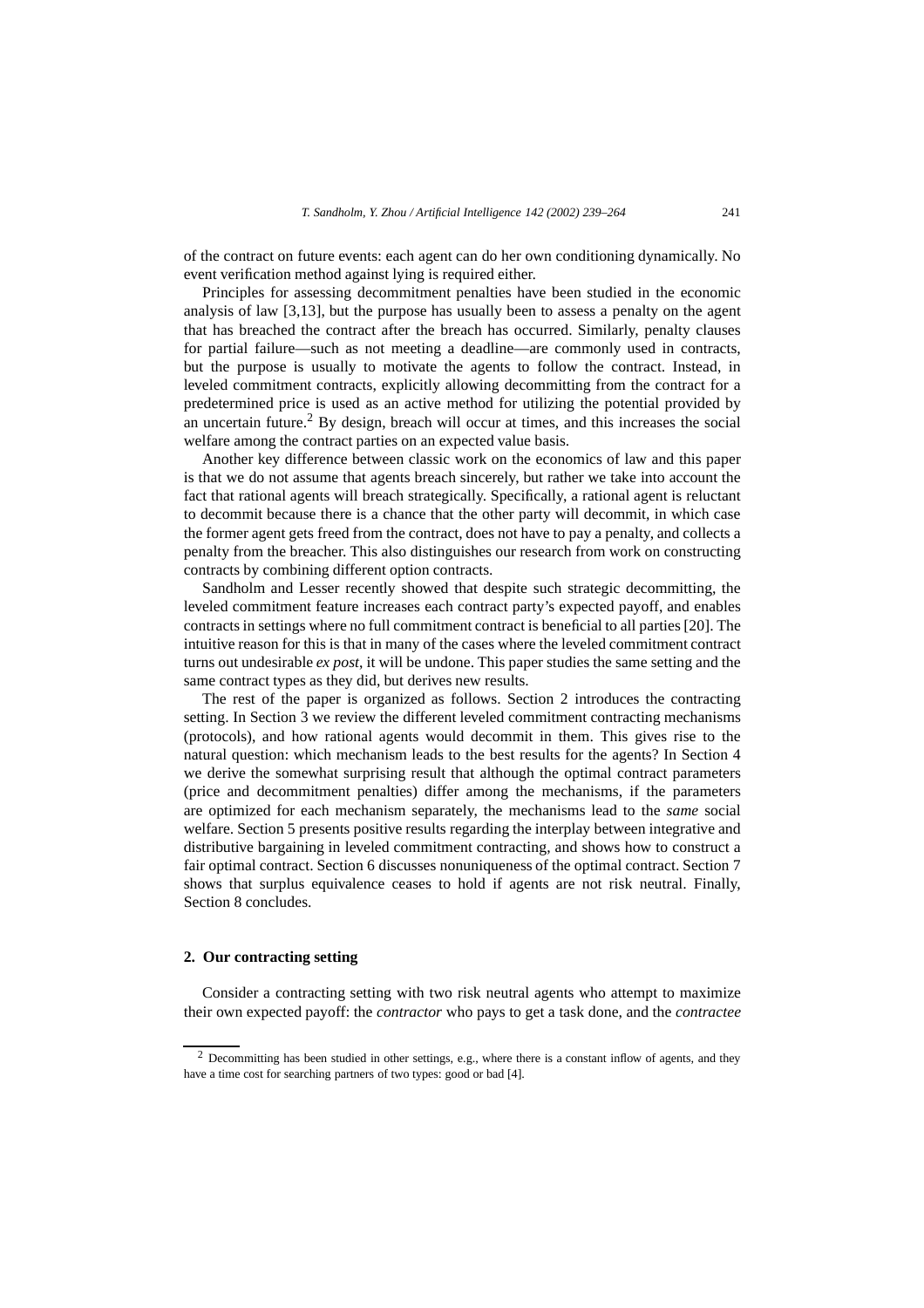of the contract on future events: each agent can do her own conditioning dynamically. No event verification method against lying is required either.

Principles for assessing decommitment penalties have been studied in the economic analysis of law [3,13], but the purpose has usually been to assess a penalty on the agent that has breached the contract after the breach has occurred. Similarly, penalty clauses for partial failure—such as not meeting a deadline—are commonly used in contracts, but the purpose is usually to motivate the agents to follow the contract. Instead, in leveled commitment contracts, explicitly allowing decommitting from the contract for a predetermined price is used as an active method for utilizing the potential provided by an uncertain future.[2] By design, breach will occur at times, and this increases the social welfare among the contract parties on an expected value basis.

Another key difference between classic work on the economics of law and this paper is that we do not assume that agents breach sincerely, but rather we take into account the fact that rational agents will breach strategically. Specifically, a rational agent is reluctant to decommit because there is a chance that the other party will decommit, in which case the former agent gets freed from the contract, does not have to pay a penalty, and collects a penalty from the breacher. This also distinguishes our research from work on constructing contracts by combining different option contracts.

Sandholm and Lesser recently showed that despite such strategic decommitting, the leveled commitment feature increases each contract party's expected payoff, and enables contracts in settings where no full commitment contract is beneficial to all parties [20]. The intuitive reason for this is that in many of the cases where the leveled commitment contract turns out undesirable *ex post*, it will be undone. This paper studies the same setting and the same contract types as they did, but derives new results.

The rest of the paper is organized as follows. Section 2 introduces the contracting setting. In Section 3 we review the different leveled commitment contracting mechanisms (protocols), and how rational agents would decommit in them. This gives rise to the natural question: which mechanism leads to the best results for the agents? In Section 4 we derive the somewhat surprising result that although the optimal contract parameters (price and decommitment penalties) differ among the mechanisms, if the parameters are optimized for each mechanism separately, the mechanisms lead to the *same* social welfare. Section 5 presents positive results regarding the interplay between integrative and distributive bargaining in leveled commitment contracting, and shows how to construct a fair optimal contract. Section 6 discusses nonuniqueness of the optimal contract. Section 7 shows that surplus equivalence ceases to hold if agents are not risk neutral. Finally, Section 8 concludes.

## 2. Our contracting setting

Consider a contracting setting with two risk neutral agents who attempt to maximize their own expected payoff: the *contractor* who pays to get a task done, and the *contractee*

[2] Decommitting has been studied in other settings, e.g., where there is a constant inflow of agents, and they have a time cost for searching partners of two types: good or bad [4].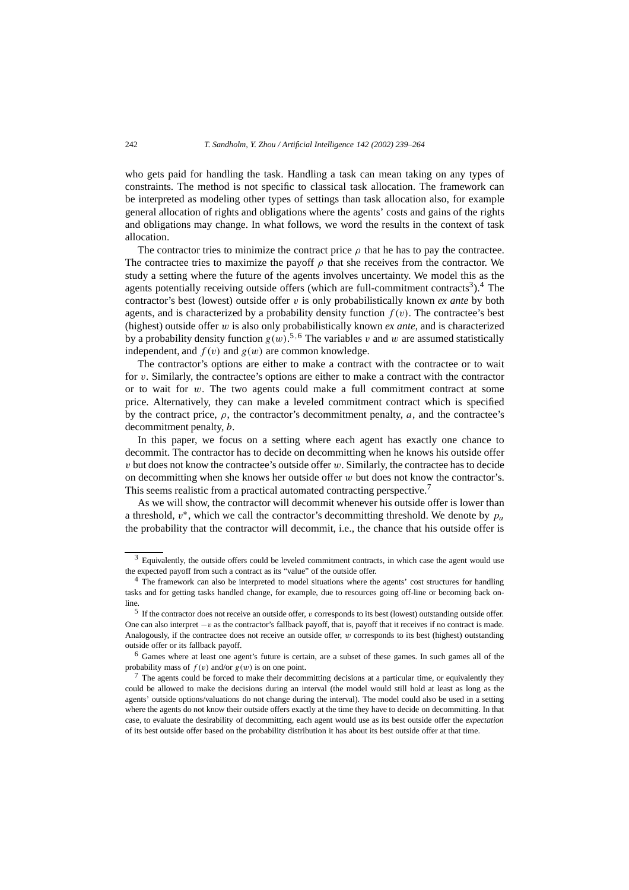who gets paid for handling the task. Handling a task can mean taking on any types of constraints. The method is not specific to classical task allocation. The framework can be interpreted as modeling other types of settings than task allocation also, for example general allocation of rights and obligations where the agents' costs and gains of the rights and obligations may change. In what follows, we word the results in the context of task allocation.

The contractor tries to minimize the contract price $\rho$ that he has to pay the contractee. The contractee tries to maximize the payoff $\rho$ that she receives from the contractor. We study a setting where the future of the agents involves uncertainty. We model this as the agents potentially receiving outside offers (which are full-commitment contracts[3]).[4] The contractor's best (lowest) outside offer $v$ is only probabilistically known *ex ante* by both agents, and is characterized by a probability density function $f(v)$. The contractee's best (highest) outside offer $w$ is also only probabilistically known *ex ante*, and is characterized by a probability density function $g(w)$.[5,6] The variables $v$ and $w$ are assumed statistically independent, and $f(v)$ and $g(w)$ are common knowledge.

The contractor's options are either to make a contract with the contractee or to wait for $v$. Similarly, the contractee's options are either to make a contract with the contractor or to wait for $w$. The two agents could make a full commitment contract at some price. Alternatively, they can make a leveled commitment contract which is specified by the contract price, $\rho$, the contractor's decommitment penalty, $a$, and the contractee's decommitment penalty, $b$.

In this paper, we focus on a setting where each agent has exactly one chance to decommit. The contractor has to decide on decommitting when he knows his outside offer $v$ but does not know the contractee's outside offer $w$. Similarly, the contractee has to decide on decommitting when she knows her outside offer $w$ but does not know the contractor's. This seems realistic from a practical automated contracting perspective.[7]

As we will show, the contractor will decommit whenever his outside offer is lower than a threshold, $v^*$, which we call the contractor's decommitting threshold. We denote by $p_a$ the probability that the contractor will decommit, i.e., the chance that his outside offer is

---

[3] Equivalently, the outside offers could be leveled commitment contracts, in which case the agent would use the expected payoff from such a contract as its "value" of the outside offer.

[4] The framework can also be interpreted to model situations where the agents' cost structures for handling tasks and for getting tasks handled change, for example, due to resources going off-line or becoming back on-line.

[5] If the contractor does not receive an outside offer, $v$ corresponds to its best (lowest) outstanding outside offer. One can also interpret $-v$ as the contractor's fallback payoff, that is, payoff that it receives if no contract is made. Analogously, if the contractee does not receive an outside offer, $w$ corresponds to its best (highest) outstanding outside offer or its fallback payoff.

[6] Games where at least one agent's future is certain, are a subset of these games. In such games all of the probability mass of $f(v)$ and/or $g(w)$ is on one point.

[7] The agents could be forced to make their decommitting decisions at a particular time, or equivalently they could be allowed to make the decisions during an interval (the model would still hold at least as long as the agents' outside options/valuations do not change during the interval). The model could also be used in a setting where the agents do not know their outside offers exactly at the time they have to decide on decommitting. In that case, to evaluate the desirability of decommitting, each agent would use as its best outside offer the *expectation* of its best outside offer based on the probability distribution it has about its best outside offer at that time.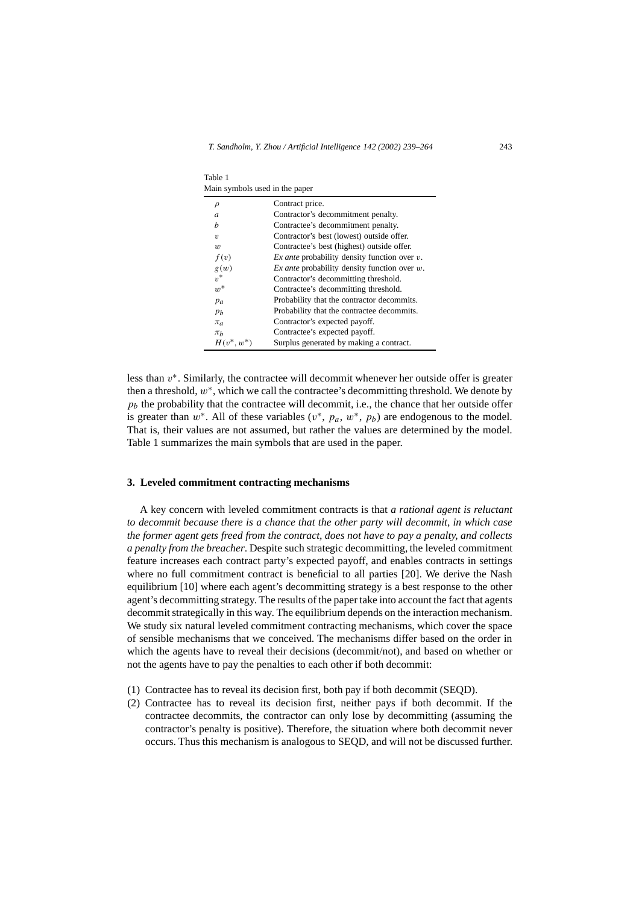Table 1
Main symbols used in the paper

| Symbol | Meaning |
|---|---|
| $\rho$ | Contract price. |
| $a$ | Contractor's decommitment penalty. |
| $b$ | Contractee's decommitment penalty. |
| $v$ | Contractor's best (lowest) outside offer. |
| $w$ | Contractee's best (highest) outside offer. |
| $f(v)$ | *Ex ante* probability density function over $v$. |
| $g(w)$ | *Ex ante* probability density function over $w$. |
| $v^*$ | Contractor's decommitting threshold. |
| $w^*$ | Contractee's decommitting threshold. |
| $p_a$ | Probability that the contractor decommits. |
| $p_b$ | Probability that the contractee decommits. |
| $\pi_a$ | Contractor's expected payoff. |
| $\pi_b$ | Contractee's expected payoff. |
| $H(v^*, w^*)$ | Surplus generated by making a contract. |

less than $v^*$. Similarly, the contractee will decommit whenever her outside offer is greater then a threshold, $w^*$, which we call the contractee's decommitting threshold. We denote by $p_b$ the probability that the contractee will decommit, i.e., the chance that her outside offer is greater than $w^*$. All of these variables ($v^*$, $p_a$, $w^*$, $p_b$) are endogenous to the model. That is, their values are not assumed, but rather the values are determined by the model. Table 1 summarizes the main symbols that are used in the paper.

## 3. Leveled commitment contracting mechanisms

A key concern with leveled commitment contracts is that *a rational agent is reluctant to decommit because there is a chance that the other party will decommit, in which case the former agent gets freed from the contract, does not have to pay a penalty, and collects a penalty from the breacher*. Despite such strategic decommitting, the leveled commitment feature increases each contract party's expected payoff, and enables contracts in settings where no full commitment contract is beneficial to all parties [20]. We derive the Nash equilibrium [10] where each agent's decommitting strategy is a best response to the other agent's decommitting strategy. The results of the paper take into account the fact that agents decommit strategically in this way. The equilibrium depends on the interaction mechanism. We study six natural leveled commitment contracting mechanisms, which cover the space of sensible mechanisms that we conceived. The mechanisms differ based on the order in which the agents have to reveal their decisions (decommit/not), and based on whether or not the agents have to pay the penalties to each other if both decommit:

(1) Contractee has to reveal its decision first, both pay if both decommit (SEQD).
(2) Contractee has to reveal its decision first, neither pays if both decommit. If the contractee decommits, the contractor can only lose by decommitting (assuming the contractor's penalty is positive). Therefore, the situation where both decommit never occurs. Thus this mechanism is analogous to SEQD, and will not be discussed further.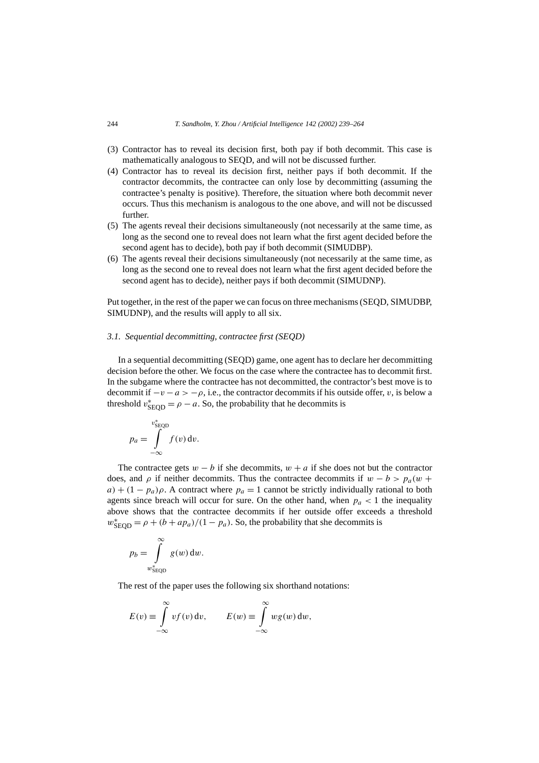(3) Contractor has to reveal its decision first, both pay if both decommit. This case is mathematically analogous to SEQD, and will not be discussed further.
(4) Contractor has to reveal its decision first, neither pays if both decommit. If the contractor decommits, the contractee can only lose by decommitting (assuming the contractee's penalty is positive). Therefore, the situation where both decommit never occurs. Thus this mechanism is analogous to the one above, and will not be discussed further.
(5) The agents reveal their decisions simultaneously (not necessarily at the same time, as long as the second one to reveal does not learn what the first agent decided before the second agent has to decide), both pay if both decommit (SIMUDBP).
(6) The agents reveal their decisions simultaneously (not necessarily at the same time, as long as the second one to reveal does not learn what the first agent decided before the second agent has to decide), neither pays if both decommit (SIMUDNP).

Put together, in the rest of the paper we can focus on three mechanisms (SEQD, SIMUDBP, SIMUDNP), and the results will apply to all six.

### 3.1. *Sequential decommitting, contractee first (SEQD)*

In a sequential decommitting (SEQD) game, one agent has to declare her decommitting decision before the other. We focus on the case where the contractee has to decommit first. In the subgame where the contractee has not decommitted, the contractor's best move is to decommit if $-v - a > -\rho$, i.e., the contractor decommits if his outside offer, $v$, is below a threshold $v^*_{\text{SEQD}} = \rho - a$. So, the probability that he decommits is

$$p_a = \int_{-\infty}^{v^*_{\text{SEQD}}} f(v)\,\mathrm{d}v.$$

The contractee gets $w - b$ if she decommits, $w + a$ if she does not but the contractor does, and $\rho$ if neither decommits. Thus the contractee decommits if $w - b > p_a(w + a) + (1 - p_a)\rho$. A contract where $p_a = 1$ cannot be strictly individually rational to both agents since breach will occur for sure. On the other hand, when $p_a < 1$ the inequality above shows that the contractee decommits if her outside offer exceeds a threshold $w^*_{\text{SEQD}} = \rho + (b + ap_a)/(1 - p_a)$. So, the probability that she decommits is

$$p_b = \int_{w^*_{\text{SEQD}}}^{\infty} g(w)\,\mathrm{d}w.$$

The rest of the paper uses the following six shorthand notations:

$$E(v) \equiv \int_{-\infty}^{\infty} v f(v)\,\mathrm{d}v, \qquad E(w) \equiv \int_{-\infty}^{\infty} w g(w)\,\mathrm{d}w,$$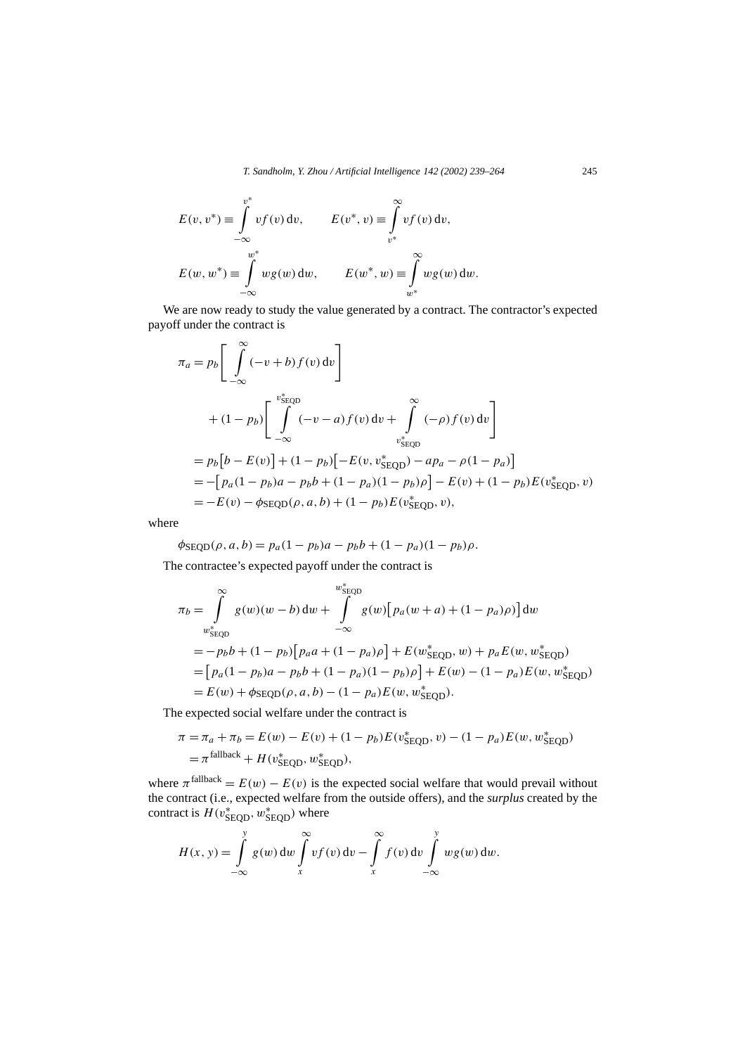$$E(v, v^*) \equiv \int_{-\infty}^{v^*} v f(v)\,\mathrm{d}v, \qquad E(v^*, v) \equiv \int_{v^*}^{\infty} v f(v)\,\mathrm{d}v,$$

$$E(w, w^*) \equiv \int_{-\infty}^{w^*} w g(w)\,\mathrm{d}w, \qquad E(w^*, w) \equiv \int_{w^*}^{\infty} w g(w)\,\mathrm{d}w.$$

We are now ready to study the value generated by a contract. The contractor's expected payoff under the contract is

$$\begin{aligned}
\pi_a &= p_b \left[ \int_{-\infty}^{\infty} (-v + b) f(v)\,\mathrm{d}v \right] \\
&\quad + (1 - p_b) \left[ \int_{-\infty}^{v^*_{\mathrm{SEQD}}} (-v - a) f(v)\,\mathrm{d}v + \int_{v^*_{\mathrm{SEQD}}}^{\infty} (-\rho) f(v)\,\mathrm{d}v \right] \\
&= p_b \big[ b - E(v) \big] + (1 - p_b) \big[ -E(v, v^*_{\mathrm{SEQD}}) - a p_a - \rho(1 - p_a) \big] \\
&= -\big[ p_a(1 - p_b)a - p_b b + (1 - p_a)(1 - p_b)\rho \big] - E(v) + (1 - p_b) E(v^*_{\mathrm{SEQD}}, v) \\
&= -E(v) - \phi_{\mathrm{SEQD}}(\rho, a, b) + (1 - p_b) E(v^*_{\mathrm{SEQD}}, v),
\end{aligned}$$

where

$$\phi_{\mathrm{SEQD}}(\rho, a, b) = p_a(1 - p_b)a - p_b b + (1 - p_a)(1 - p_b)\rho.$$

The contractee's expected payoff under the contract is

$$\begin{aligned}
\pi_b &= \int_{w^*_{\mathrm{SEQD}}}^{\infty} g(w)(w - b)\,\mathrm{d}w + \int_{-\infty}^{w^*_{\mathrm{SEQD}}} g(w) \big[ p_a(w + a) + (1 - p_a)\rho \big]\,\mathrm{d}w \\
&= -p_b b + (1 - p_b) \big[ p_a a + (1 - p_a)\rho \big] + E(w^*_{\mathrm{SEQD}}, w) + p_a E(w, w^*_{\mathrm{SEQD}}) \\
&= \big[ p_a(1 - p_b)a - p_b b + (1 - p_a)(1 - p_b)\rho \big] + E(w) - (1 - p_a) E(w, w^*_{\mathrm{SEQD}}) \\
&= E(w) + \phi_{\mathrm{SEQD}}(\rho, a, b) - (1 - p_a) E(w, w^*_{\mathrm{SEQD}}).
\end{aligned}$$

The expected social welfare under the contract is

$$\begin{aligned}
\pi = \pi_a + \pi_b &= E(w) - E(v) + (1 - p_b) E(v^*_{\mathrm{SEQD}}, v) - (1 - p_a) E(w, w^*_{\mathrm{SEQD}}) \\
&= \pi^{\mathrm{fallback}} + H(v^*_{\mathrm{SEQD}}, w^*_{\mathrm{SEQD}}),
\end{aligned}$$

where $\pi^{\mathrm{fallback}} = E(w) - E(v)$ is the expected social welfare that would prevail without the contract (i.e., expected welfare from the outside offers), and the *surplus* created by the contract is $H(v^*_{\mathrm{SEQD}}, w^*_{\mathrm{SEQD}})$ where

$$H(x, y) = \int_{-\infty}^{y} g(w)\,\mathrm{d}w \int_{x}^{\infty} v f(v)\,\mathrm{d}v - \int_{x}^{\infty} f(v)\,\mathrm{d}v \int_{-\infty}^{y} w g(w)\,\mathrm{d}w.$$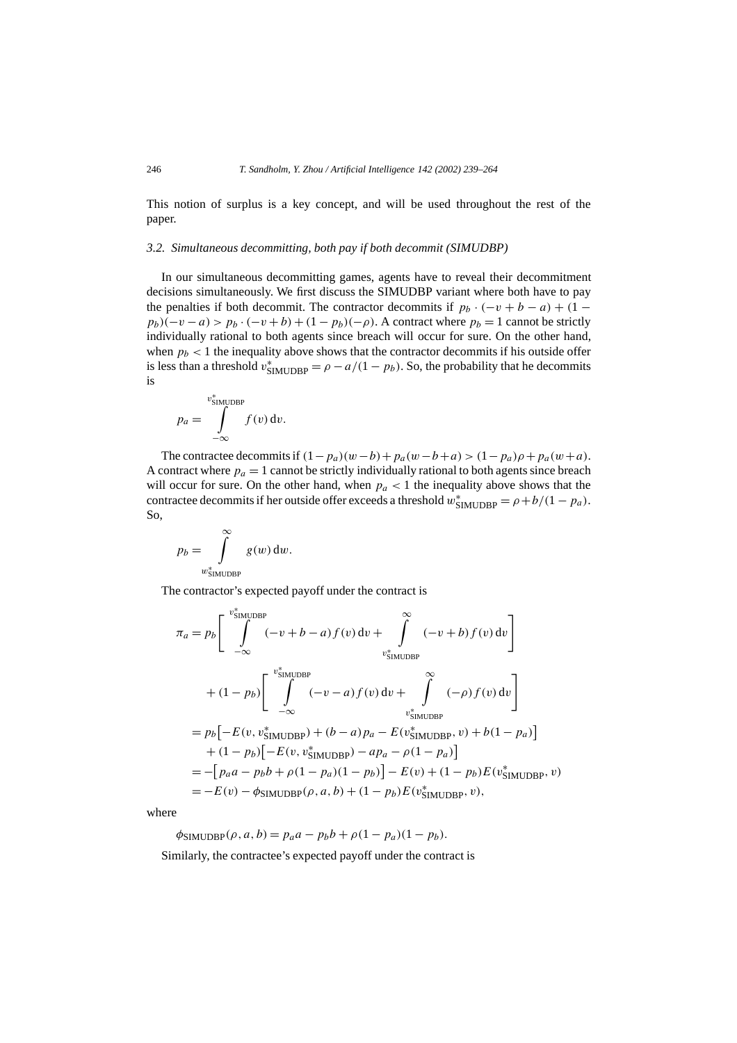This notion of surplus is a key concept, and will be used throughout the rest of the paper.

### 3.2. Simultaneous decommitting, both pay if both decommit (SIMUDBP)

In our simultaneous decommitting games, agents have to reveal their decommitment decisions simultaneously. We first discuss the SIMUDBP variant where both have to pay the penalties if both decommit. The contractor decommits if $p_b \cdot (-v + b - a) + (1 - p_b)(-v - a) > p_b \cdot (-v + b) + (1 - p_b)(-\rho)$. A contract where $p_b = 1$ cannot be strictly individually rational to both agents since breach will occur for sure. On the other hand, when $p_b < 1$ the inequality above shows that the contractor decommits if his outside offer is less than a threshold $v^*_{\text{SIMUDBP}} = \rho - a/(1 - p_b)$. So, the probability that he decommits is

$$p_a = \int_{-\infty}^{v^*_{\text{SIMUDBP}}} f(v)\,\mathrm{d}v.$$

The contractee decommits if $(1 - p_a)(w - b) + p_a(w - b + a) > (1 - p_a)\rho + p_a(w + a)$. A contract where $p_a = 1$ cannot be strictly individually rational to both agents since breach will occur for sure. On the other hand, when $p_a < 1$ the inequality above shows that the contractee decommits if her outside offer exceeds a threshold $w^*_{\text{SIMUDBP}} = \rho + b/(1 - p_a)$. So,

$$p_b = \int_{w^*_{\text{SIMUDBP}}}^{\infty} g(w)\,\mathrm{d}w.$$

The contractor's expected payoff under the contract is

$$\begin{aligned}
\pi_a &= p_b\left[\int_{-\infty}^{v^*_{\text{SIMUDBP}}} (-v + b - a) f(v)\,\mathrm{d}v + \int_{v^*_{\text{SIMUDBP}}}^{\infty} (-v + b) f(v)\,\mathrm{d}v\right] \\
&\quad + (1 - p_b)\left[\int_{-\infty}^{v^*_{\text{SIMUDBP}}} (-v - a) f(v)\,\mathrm{d}v + \int_{v^*_{\text{SIMUDBP}}}^{\infty} (-\rho) f(v)\,\mathrm{d}v\right] \\
&= p_b\left[-E(v, v^*_{\text{SIMUDBP}}) + (b - a)p_a - E(v^*_{\text{SIMUDBP}}, v) + b(1 - p_a)\right] \\
&\quad + (1 - p_b)\left[-E(v, v^*_{\text{SIMUDBP}}) - a p_a - \rho(1 - p_a)\right] \\
&= -\left[p_a a - p_b b + \rho(1 - p_a)(1 - p_b)\right] - E(v) + (1 - p_b)E(v^*_{\text{SIMUDBP}}, v) \\
&= -E(v) - \phi_{\text{SIMUDBP}}(\rho, a, b) + (1 - p_b)E(v^*_{\text{SIMUDBP}}, v),
\end{aligned}$$

where

$$\phi_{\text{SIMUDBP}}(\rho, a, b) = p_a a - p_b b + \rho(1 - p_a)(1 - p_b).$$

Similarly, the contractee's expected payoff under the contract is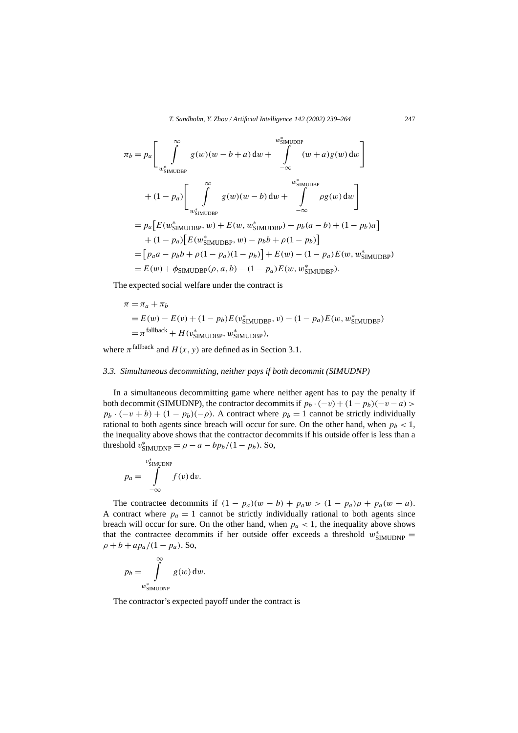$$
\begin{aligned}
\pi_b &= p_a \left[ \int_{w^*_{\text{SIMUDBP}}}^{\infty} g(w)(w - b + a)\,dw + \int_{-\infty}^{w^*_{\text{SIMUDBP}}} (w + a) g(w)\,dw \right] \\
&\quad + (1 - p_a) \left[ \int_{w^*_{\text{SIMUDBP}}}^{\infty} g(w)(w - b)\,dw + \int_{-\infty}^{w^*_{\text{SIMUDBP}}} \rho g(w)\,dw \right] \\
&= p_a \left[ E(w^*_{\text{SIMUDBP}}, w) + E(w, w^*_{\text{SIMUDBP}}) + p_b(a - b) + (1 - p_b)a \right] \\
&\quad + (1 - p_a) \left[ E(w^*_{\text{SIMUDBP}}, w) - p_b b + \rho(1 - p_b) \right] \\
&= \left[ p_a a - p_b b + \rho(1 - p_a)(1 - p_b) \right] + E(w) - (1 - p_a) E(w, w^*_{\text{SIMUDBP}}) \\
&= E(w) + \phi_{\text{SIMUDBP}}(\rho, a, b) - (1 - p_a) E(w, w^*_{\text{SIMUDBP}}).
\end{aligned}
$$

The expected social welfare under the contract is

$$
\begin{aligned}
\pi &= \pi_a + \pi_b \\
&= E(w) - E(v) + (1 - p_b) E(v^*_{\text{SIMUDBP}}, v) - (1 - p_a) E(w, w^*_{\text{SIMUDBP}}) \\
&= \pi^{\text{fallback}} + H(v^*_{\text{SIMUDBP}}, w^*_{\text{SIMUDBP}}),
\end{aligned}
$$

where $\pi^{\text{fallback}}$ and $H(x, y)$ are defined as in Section 3.1.

### *3.3. Simultaneous decommitting, neither pays if both decommit (SIMUDNP)*

In a simultaneous decommitting game where neither agent has to pay the penalty if both decommit (SIMUDNP), the contractor decommits if $p_b \cdot (-v) + (1 - p_b)(-v - a) > p_b \cdot (-v + b) + (1 - p_b)(-\rho)$. A contract where $p_b = 1$ cannot be strictly individually rational to both agents since breach will occur for sure. On the other hand, when $p_b < 1$, the inequality above shows that the contractor decommits if his outside offer is less than a threshold $v^*_{\text{SIMUDNP}} = \rho - a - b p_b/(1 - p_b)$. So,

$$
p_a = \int_{-\infty}^{v^*_{\text{SIMUDNP}}} f(v)\,dv.
$$

The contractee decommits if $(1 - p_a)(w - b) + p_a w > (1 - p_a)\rho + p_a(w + a)$. A contract where $p_a = 1$ cannot be strictly individually rational to both agents since breach will occur for sure. On the other hand, when $p_a < 1$, the inequality above shows that the contractee decommits if her outside offer exceeds a threshold $w^*_{\text{SIMUDNP}} = \rho + b + a p_a/(1 - p_a)$. So,

$$
p_b = \int_{w^*_{\text{SIMUDNP}}}^{\infty} g(w)\,dw.
$$

The contractor's expected payoff under the contract is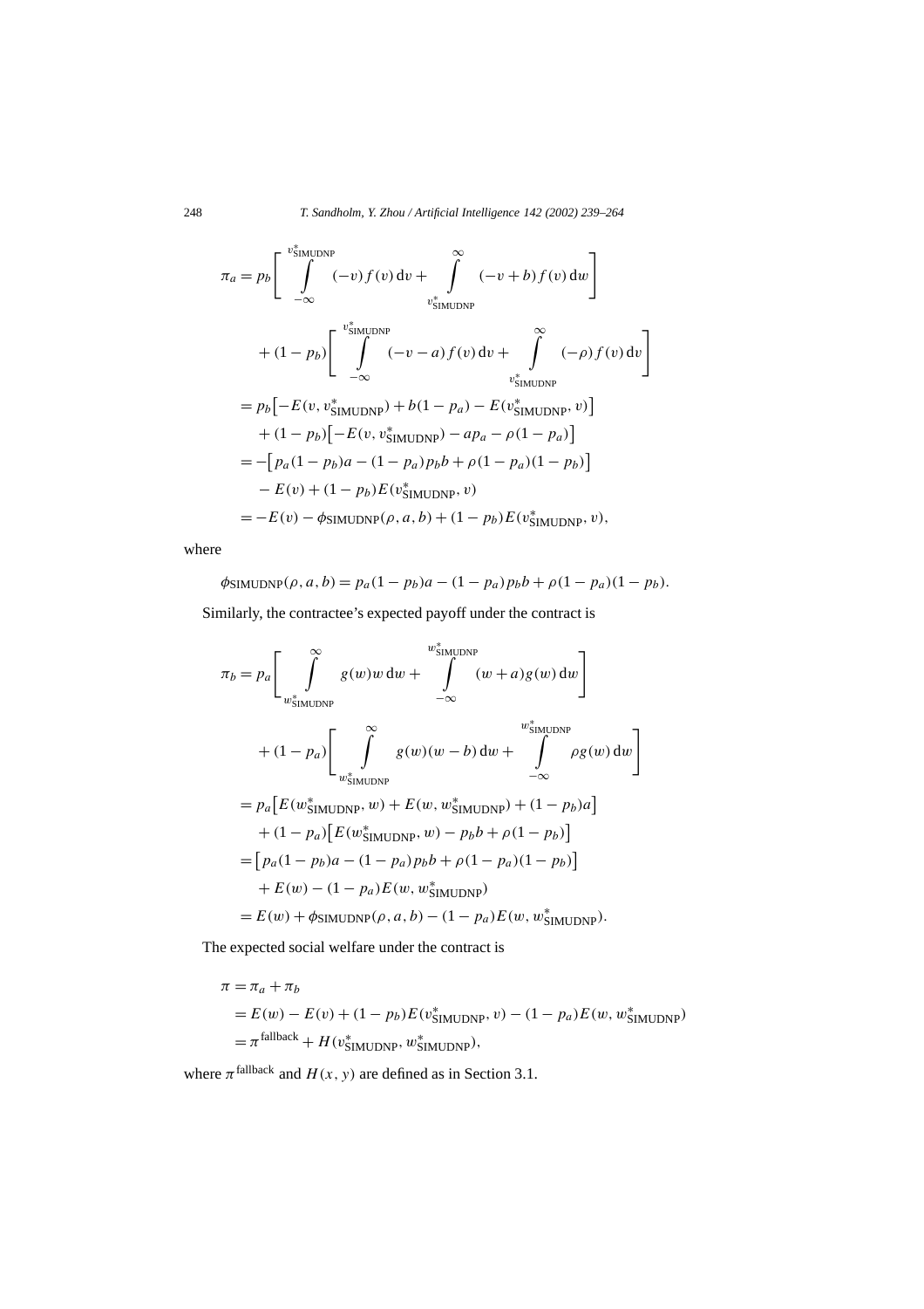$$
\begin{aligned}
\pi_a &= p_b\left[\int_{-\infty}^{v^*_{\text{SIMUDNP}}} (-v) f(v)\,\mathrm{d}v + \int_{v^*_{\text{SIMUDNP}}}^{\infty} (-v+b) f(v)\,\mathrm{d}w\right] \\
&\quad + (1-p_b)\left[\int_{-\infty}^{v^*_{\text{SIMUDNP}}} (-v-a) f(v)\,\mathrm{d}v + \int_{v^*_{\text{SIMUDNP}}}^{\infty} (-\rho) f(v)\,\mathrm{d}v\right] \\
&= p_b\left[-E(v, v^*_{\text{SIMUDNP}}) + b(1-p_a) - E(v^*_{\text{SIMUDNP}}, v)\right] \\
&\quad + (1-p_b)\left[-E(v, v^*_{\text{SIMUDNP}}) - a p_a - \rho(1-p_a)\right] \\
&= -\left[p_a(1-p_b)a - (1-p_a)p_b b + \rho(1-p_a)(1-p_b)\right] \\
&\quad - E(v) + (1-p_b)E(v^*_{\text{SIMUDNP}}, v) \\
&= -E(v) - \phi_{\text{SIMUDNP}}(\rho, a, b) + (1-p_b)E(v^*_{\text{SIMUDNP}}, v),
\end{aligned}
$$

where

$$
\phi_{\text{SIMUDNP}}(\rho, a, b) = p_a(1-p_b)a - (1-p_a)p_b b + \rho(1-p_a)(1-p_b).
$$

Similarly, the contractee's expected payoff under the contract is

$$
\begin{aligned}
\pi_b &= p_a\left[\int_{w^*_{\text{SIMUDNP}}}^{\infty} g(w) w\,\mathrm{d}w + \int_{-\infty}^{w^*_{\text{SIMUDNP}}} (w+a) g(w)\,\mathrm{d}w\right] \\
&\quad + (1-p_a)\left[\int_{w^*_{\text{SIMUDNP}}}^{\infty} g(w)(w-b)\,\mathrm{d}w + \int_{-\infty}^{w^*_{\text{SIMUDNP}}} \rho g(w)\,\mathrm{d}w\right] \\
&= p_a\left[E(w^*_{\text{SIMUDNP}}, w) + E(w, w^*_{\text{SIMUDNP}}) + (1-p_b)a\right] \\
&\quad + (1-p_a)\left[E(w^*_{\text{SIMUDNP}}, w) - p_b b + \rho(1-p_b)\right] \\
&= \left[p_a(1-p_b)a - (1-p_a)p_b b + \rho(1-p_a)(1-p_b)\right] \\
&\quad + E(w) - (1-p_a)E(w, w^*_{\text{SIMUDNP}}) \\
&= E(w) + \phi_{\text{SIMUDNP}}(\rho, a, b) - (1-p_a)E(w, w^*_{\text{SIMUDNP}}).
\end{aligned}
$$

The expected social welfare under the contract is

$$
\begin{aligned}
\pi &= \pi_a + \pi_b \\
&= E(w) - E(v) + (1-p_b)E(v^*_{\text{SIMUDNP}}, v) - (1-p_a)E(w, w^*_{\text{SIMUDNP}}) \\
&= \pi^{\text{fallback}} + H(v^*_{\text{SIMUDNP}}, w^*_{\text{SIMUDNP}}),
\end{aligned}
$$

where $\pi^{\text{fallback}}$ and $H(x, y)$ are defined as in Section 3.1.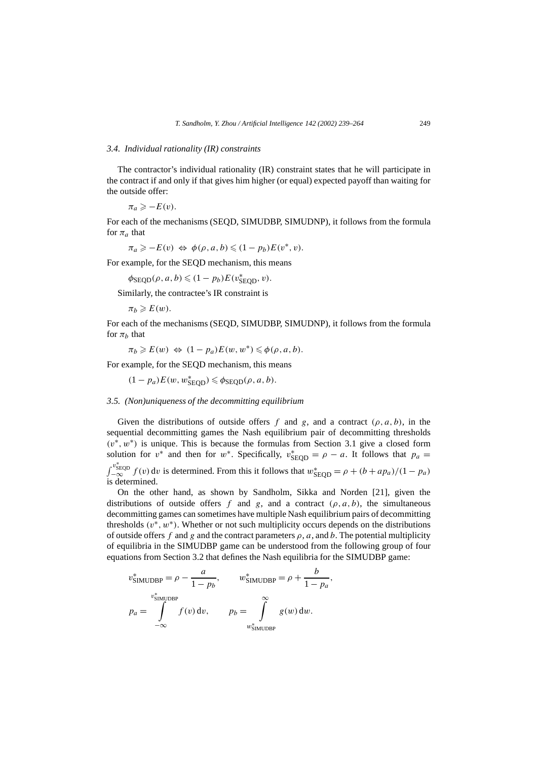### 3.4. Individual rationality (IR) constraints

The contractor's individual rationality (IR) constraint states that he will participate in the contract if and only if that gives him higher (or equal) expected payoff than waiting for the outside offer:

$$\pi_a \geqslant -E(v).$$

For each of the mechanisms (SEQD, SIMUDBP, SIMUDNP), it follows from the formula for $\pi_a$ that

$$\pi_a \geqslant -E(v) \Leftrightarrow \phi(\rho, a, b) \leqslant (1 - p_b)E(v^*, v).$$

For example, for the SEQD mechanism, this means

$$\phi_{\text{SEQD}}(\rho, a, b) \leqslant (1 - p_b)E(v^*_{\text{SEQD}}, v).$$

Similarly, the contractee's IR constraint is

$$\pi_b \geqslant E(w).$$

For each of the mechanisms (SEQD, SIMUDBP, SIMUDNP), it follows from the formula for $\pi_b$ that

$$\pi_b \geqslant E(w) \Leftrightarrow (1 - p_a)E(w, w^*) \leqslant \phi(\rho, a, b).$$

For example, for the SEQD mechanism, this means

$$(1 - p_a)E(w, w^*_{\text{SEQD}}) \leqslant \phi_{\text{SEQD}}(\rho, a, b).$$

### 3.5. (Non)uniqueness of the decommitting equilibrium

Given the distributions of outside offers $f$ and $g$, and a contract $(\rho, a, b)$, in the sequential decommitting games the Nash equilibrium pair of decommitting thresholds $(v^*, w^*)$ is unique. This is because the formulas from Section 3.1 give a closed form solution for $v^*$ and then for $w^*$. Specifically, $v^*_{\text{SEQD}} = \rho - a$. It follows that $p_a = \int_{-\infty}^{v^*_{\text{SEQD}}} f(v)\,\mathrm{d}v$ is determined. From this it follows that $w^*_{\text{SEQD}} = \rho + (b + ap_a)/(1 - p_a)$ is determined.

On the other hand, as shown by Sandholm, Sikka and Norden [21], given the distributions of outside offers $f$ and $g$, and a contract $(\rho, a, b)$, the simultaneous decommitting games can sometimes have multiple Nash equilibrium pairs of decommitting thresholds $(v^*, w^*)$. Whether or not such multiplicity occurs depends on the distributions of outside offers $f$ and $g$ and the contract parameters $\rho$, $a$, and $b$. The potential multiplicity of equilibria in the SIMUDBP game can be understood from the following group of four equations from Section 3.2 that defines the Nash equilibria for the SIMUDBP game:

$$v^*_{\text{SIMUDBP}} = \rho - \frac{a}{1 - p_b}, \qquad w^*_{\text{SIMUDBP}} = \rho + \frac{b}{1 - p_a},$$

$$p_a = \int_{-\infty}^{v^*_{\text{SIMUDBP}}} f(v)\,\mathrm{d}v, \qquad p_b = \int_{w^*_{\text{SIMUDBP}}}^{\infty} g(w)\,\mathrm{d}w.$$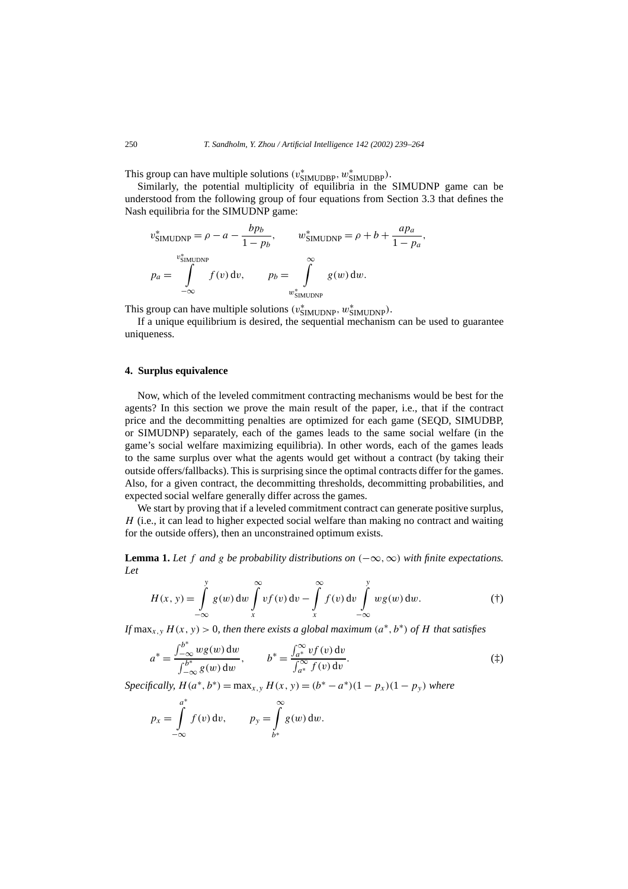This group can have multiple solutions $(v^*_{\text{SIMUDBP}}, w^*_{\text{SIMUDBP}})$.

Similarly, the potential multiplicity of equilibria in the SIMUDNP game can be understood from the following group of four equations from Section 3.3 that defines the Nash equilibria for the SIMUDNP game:

$$v^*_{\text{SIMUDNP}} = \rho - a - \frac{bp_b}{1-p_b}, \qquad w^*_{\text{SIMUDNP}} = \rho + b + \frac{ap_a}{1-p_a},$$

$$p_a = \int_{-\infty}^{v^*_{\text{SIMUDNP}}} f(v)\,\mathrm{d}v, \qquad p_b = \int_{w^*_{\text{SIMUDNP}}}^{\infty} g(w)\,\mathrm{d}w.$$

This group can have multiple solutions $(v^*_{\text{SIMUDNP}}, w^*_{\text{SIMUDNP}})$.

If a unique equilibrium is desired, the sequential mechanism can be used to guarantee uniqueness.

## 4. Surplus equivalence

Now, which of the leveled commitment contracting mechanisms would be best for the agents? In this section we prove the main result of the paper, i.e., that if the contract price and the decommitting penalties are optimized for each game (SEQD, SIMUDBP, or SIMUDNP) separately, each of the games leads to the same social welfare (in the game's social welfare maximizing equilibria). In other words, each of the games leads to the same surplus over what the agents would get without a contract (by taking their outside offers/fallbacks). This is surprising since the optimal contracts differ for the games. Also, for a given contract, the decommitting thresholds, decommitting probabilities, and expected social welfare generally differ across the games.

We start by proving that if a leveled commitment contract can generate positive surplus, $H$ (i.e., it can lead to higher expected social welfare than making no contract and waiting for the outside offers), then an unconstrained optimum exists.

**Lemma 1.** *Let $f$ and $g$ be probability distributions on $(-\infty, \infty)$ with finite expectations. Let*

$$H(x,y) = \int_{-\infty}^{y} g(w)\,\mathrm{d}w \int_{x}^{\infty} vf(v)\,\mathrm{d}v - \int_{x}^{\infty} f(v)\,\mathrm{d}v \int_{-\infty}^{y} wg(w)\,\mathrm{d}w. \tag{†}$$

*If $\max_{x,y} H(x,y) > 0$, then there exists a global maximum $(a^*, b^*)$ of $H$ that satisfies*

$$a^* = \frac{\int_{-\infty}^{b^*} wg(w)\,\mathrm{d}w}{\int_{-\infty}^{b^*} g(w)\,\mathrm{d}w}, \qquad b^* = \frac{\int_{a^*}^{\infty} vf(v)\,\mathrm{d}v}{\int_{a^*}^{\infty} f(v)\,\mathrm{d}v}. \tag{‡}$$

*Specifically, $H(a^*, b^*) = \max_{x,y} H(x,y) = (b^* - a^*)(1-p_x)(1-p_y)$ where*

$$p_x = \int_{-\infty}^{a^*} f(v)\,\mathrm{d}v, \qquad p_y = \int_{b^*}^{\infty} g(w)\,\mathrm{d}w.$$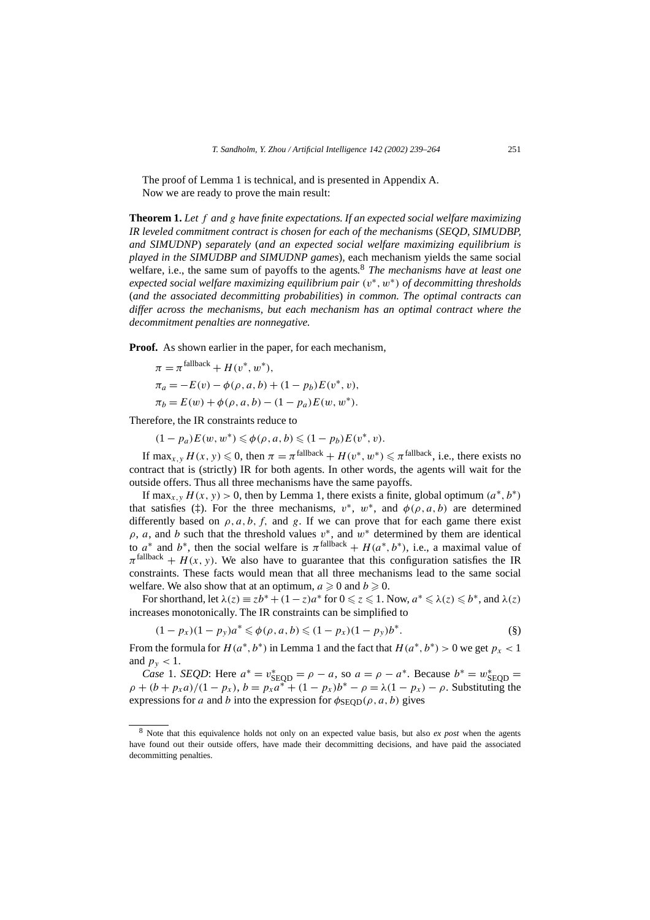The proof of Lemma 1 is technical, and is presented in Appendix A.

Now we are ready to prove the main result:

**Theorem 1.** *Let $f$ and $g$ have finite expectations. If an expected social welfare maximizing IR leveled commitment contract is chosen for each of the mechanisms (SEQD, SIMUDBP, and SIMUDNP) separately (and an expected social welfare maximizing equilibrium is played in the SIMUDBP and SIMUDNP games),* each mechanism yields the same social welfare, i.e., the same sum of payoffs to the agents.[8] *The mechanisms have at least one expected social welfare maximizing equilibrium pair $(v^*, w^*)$ of decommitting thresholds (and the associated decommitting probabilities) in common. The optimal contracts can differ across the mechanisms, but each mechanism has an optimal contract where the decommitment penalties are nonnegative.*

**Proof.** As shown earlier in the paper, for each mechanism,

$$\pi = \pi^{\text{fallback}} + H(v^*, w^*),$$

$$\pi_a = -E(v) - \phi(\rho, a, b) + (1 - p_b)E(v^*, v),$$

$$\pi_b = E(w) + \phi(\rho, a, b) - (1 - p_a)E(w, w^*).$$

Therefore, the IR constraints reduce to

$$(1 - p_a)E(w, w^*) \leqslant \phi(\rho, a, b) \leqslant (1 - p_b)E(v^*, v).$$

If $\max_{x,y} H(x, y) \leqslant 0$, then $\pi = \pi^{\text{fallback}} + H(v^*, w^*) \leqslant \pi^{\text{fallback}}$, i.e., there exists no contract that is (strictly) IR for both agents. In other words, the agents will wait for the outside offers. Thus all three mechanisms have the same payoffs.

If $\max_{x,y} H(x, y) > 0$, then by Lemma 1, there exists a finite, global optimum $(a^*, b^*)$ that satisfies (‡). For the three mechanisms, $v^*$, $w^*$, and $\phi(\rho, a, b)$ are determined differently based on $\rho, a, b, f$, and $g$. If we can prove that for each game there exist $\rho$, $a$, and $b$ such that the threshold values $v^*$, and $w^*$ determined by them are identical to $a^*$ and $b^*$, then the social welfare is $\pi^{\text{fallback}} + H(a^*, b^*)$, i.e., a maximal value of $\pi^{\text{fallback}} + H(x, y)$. We also have to guarantee that this configuration satisfies the IR constraints. These facts would mean that all three mechanisms lead to the same social welfare. We also show that at an optimum, $a \geqslant 0$ and $b \geqslant 0$.

For shorthand, let $\lambda(z) \equiv zb^* + (1 - z)a^*$ for $0 \leqslant z \leqslant 1$. Now, $a^* \leqslant \lambda(z) \leqslant b^*$, and $\lambda(z)$ increases monotonically. The IR constraints can be simplified to

$$(1 - p_x)(1 - p_y)a^* \leqslant \phi(\rho, a, b) \leqslant (1 - p_x)(1 - p_y)b^*. \tag{§}$$

From the formula for $H(a^*, b^*)$ in Lemma 1 and the fact that $H(a^*, b^*) > 0$ we get $p_x < 1$ and $p_y < 1$.

*Case* 1. *SEQD*: Here $a^* = v^*_{\text{SEQD}} = \rho - a$, so $a = \rho - a^*$. Because $b^* = w^*_{\text{SEQD}} = \rho + (b + p_x a)/(1 - p_x)$, $b = p_x a^* + (1 - p_x)b^* - \rho = \lambda(1 - p_x) - \rho$. Substituting the expressions for $a$ and $b$ into the expression for $\phi_{\text{SEQD}}(\rho, a, b)$ gives

[8] Note that this equivalence holds not only on an expected value basis, but also *ex post* when the agents have found out their outside offers, have made their decommitting decisions, and have paid the associated decommitting penalties.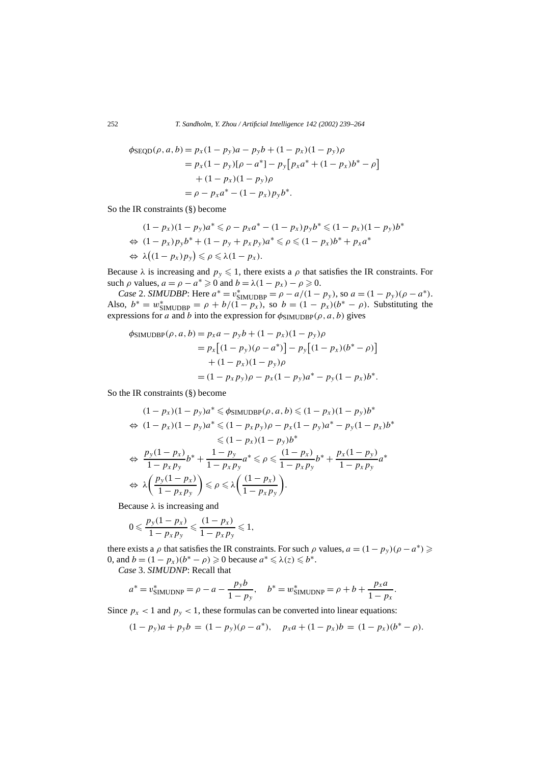$$
\begin{aligned}
\phi_{\text{SEQD}}(\rho, a, b) &= p_x(1-p_y)a - p_y b + (1-p_x)(1-p_y)\rho \\
&= p_x(1-p_y)[\rho - a^*] - p_y\big[p_x a^* + (1-p_x)b^* - \rho\big] \\
&\quad + (1-p_x)(1-p_y)\rho \\
&= \rho - p_x a^* - (1-p_x)p_y b^*.
\end{aligned}
$$

So the IR constraints (§) become

$$
\begin{aligned}
&(1-p_x)(1-p_y)a^* \leqslant \rho - p_x a^* - (1-p_x)p_y b^* \leqslant (1-p_x)(1-p_y)b^* \\
\Leftrightarrow\ &(1-p_x)p_y b^* + (1-p_y+p_x p_y)a^* \leqslant \rho \leqslant (1-p_x)b^* + p_x a^* \\
\Leftrightarrow\ &\lambda\big((1-p_x)p_y\big) \leqslant \rho \leqslant \lambda(1-p_x).
\end{aligned}
$$

Because $\lambda$ is increasing and $p_y \leqslant 1$, there exists a $\rho$ that satisfies the IR constraints. For such $\rho$ values, $a = \rho - a^* \geqslant 0$ and $b = \lambda(1-p_x) - \rho \geqslant 0$.

*Case* 2. *SIMUDBP*: Here $a^* = v^*_{\text{SIMUDBP}} = \rho - a/(1-p_y)$, so $a = (1-p_y)(\rho - a^*)$. Also, $b^* = w^*_{\text{SIMUDBP}} = \rho + b/(1-p_x)$, so $b = (1-p_x)(b^* - \rho)$. Substituting the expressions for $a$ and $b$ into the expression for $\phi_{\text{SIMUDBP}}(\rho, a, b)$ gives

$$
\begin{aligned}
\phi_{\text{SIMUDBP}}(\rho, a, b) &= p_x a - p_y b + (1-p_x)(1-p_y)\rho \\
&= p_x\big[(1-p_y)(\rho - a^*)\big] - p_y\big[(1-p_x)(b^* - \rho)\big] \\
&\quad + (1-p_x)(1-p_y)\rho \\
&= (1-p_x p_y)\rho - p_x(1-p_y)a^* - p_y(1-p_x)b^*.
\end{aligned}
$$

So the IR constraints (§) become

$$
\begin{aligned}
&(1-p_x)(1-p_y)a^* \leqslant \phi_{\text{SIMUDBP}}(\rho, a, b) \leqslant (1-p_x)(1-p_y)b^* \\
\Leftrightarrow\ &(1-p_x)(1-p_y)a^* \leqslant (1-p_x p_y)\rho - p_x(1-p_y)a^* - p_y(1-p_x)b^* \\
&\qquad \leqslant (1-p_x)(1-p_y)b^* \\
\Leftrightarrow\ &\frac{p_y(1-p_x)}{1-p_x p_y}b^* + \frac{1-p_y}{1-p_x p_y}a^* \leqslant \rho \leqslant \frac{(1-p_x)}{1-p_x p_y}b^* + \frac{p_x(1-p_y)}{1-p_x p_y}a^* \\
\Leftrightarrow\ &\lambda\left(\frac{p_y(1-p_x)}{1-p_x p_y}\right) \leqslant \rho \leqslant \lambda\left(\frac{(1-p_x)}{1-p_x p_y}\right).
\end{aligned}
$$

Because $\lambda$ is increasing and

$$
0 \leqslant \frac{p_y(1-p_x)}{1-p_x p_y} \leqslant \frac{(1-p_x)}{1-p_x p_y} \leqslant 1,
$$

there exists a $\rho$ that satisfies the IR constraints. For such $\rho$ values, $a = (1-p_y)(\rho - a^*) \geqslant 0$, and $b = (1-p_x)(b^* - \rho) \geqslant 0$ because $a^* \leqslant \lambda(z) \leqslant b^*$.

*Case* 3. *SIMUDNP*: Recall that

$$
a^* = v^*_{\text{SIMUDNP}} = \rho - a - \frac{p_y b}{1-p_y}, \quad b^* = w^*_{\text{SIMUDNP}} = \rho + b + \frac{p_x a}{1-p_x}.
$$

Since $p_x < 1$ and $p_y < 1$, these formulas can be converted into linear equations:

$$
(1-p_y)a + p_y b = (1-p_y)(\rho - a^*), \quad p_x a + (1-p_x)b = (1-p_x)(b^* - \rho).
$$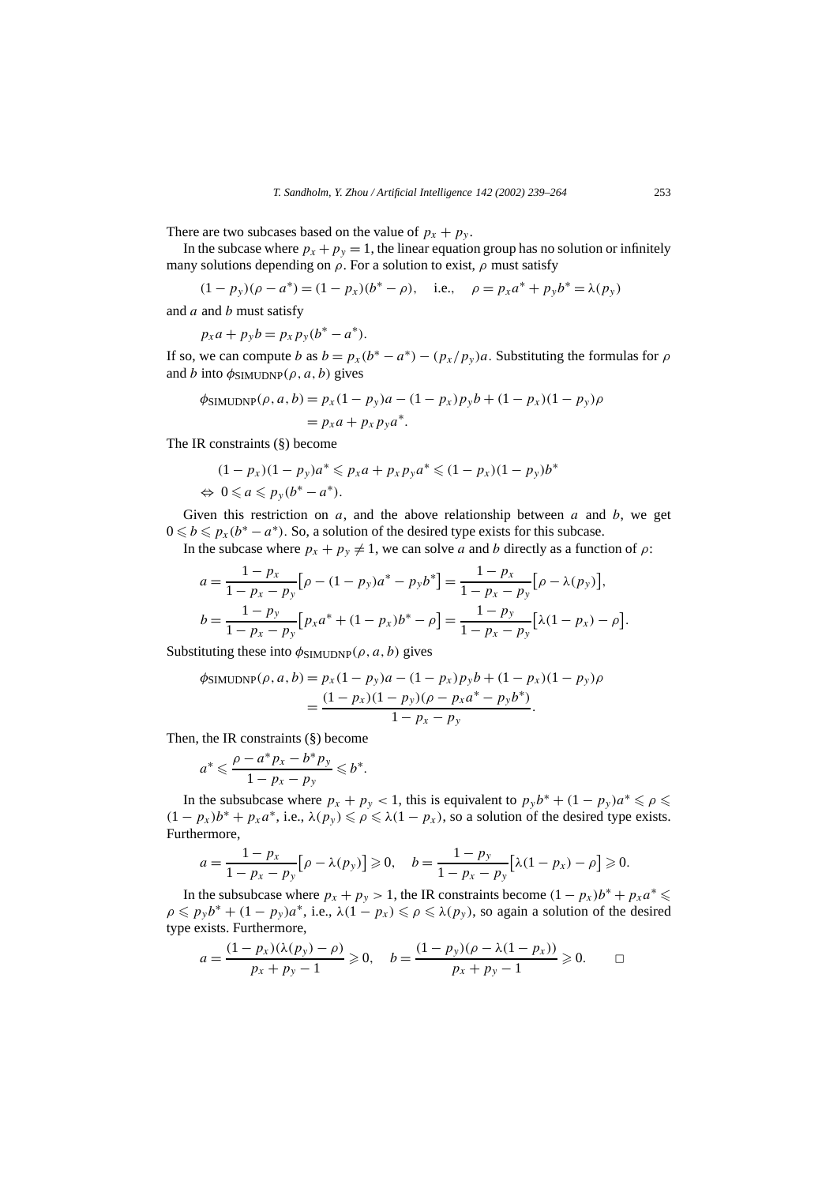There are two subcases based on the value of $p_x + p_y$.

In the subcase where $p_x + p_y = 1$, the linear equation group has no solution or infinitely many solutions depending on $\rho$. For a solution to exist, $\rho$ must satisfy

$$(1 - p_y)(\rho - a^*) = (1 - p_x)(b^* - \rho), \quad \text{i.e.,} \quad \rho = p_x a^* + p_y b^* = \lambda(p_y)$$

and $a$ and $b$ must satisfy

$$p_x a + p_y b = p_x p_y (b^* - a^*).$$

If so, we can compute $b$ as $b = p_x(b^* - a^*) - (p_x/p_y)a$. Substituting the formulas for $\rho$ and $b$ into $\phi_{\text{SIMUDNP}}(\rho, a, b)$ gives

$$\begin{aligned}
\phi_{\text{SIMUDNP}}(\rho, a, b) &= p_x(1 - p_y)a - (1 - p_x)p_y b + (1 - p_x)(1 - p_y)\rho \\
&= p_x a + p_x p_y a^*.
\end{aligned}$$

The IR constraints (§) become

$$\begin{aligned}
&(1 - p_x)(1 - p_y)a^* \leqslant p_x a + p_x p_y a^* \leqslant (1 - p_x)(1 - p_y)b^* \\
\Leftrightarrow\ & 0 \leqslant a \leqslant p_y(b^* - a^*).
\end{aligned}$$

Given this restriction on $a$, and the above relationship between $a$ and $b$, we get $0 \leqslant b \leqslant p_x(b^* - a^*)$. So, a solution of the desired type exists for this subcase.

In the subcase where $p_x + p_y \neq 1$, we can solve $a$ and $b$ directly as a function of $\rho$:

$$\begin{aligned}
a &= \frac{1 - p_x}{1 - p_x - p_y}\big[\rho - (1 - p_y)a^* - p_y b^*\big] = \frac{1 - p_x}{1 - p_x - p_y}\big[\rho - \lambda(p_y)\big], \\
b &= \frac{1 - p_y}{1 - p_x - p_y}\big[p_x a^* + (1 - p_x)b^* - \rho\big] = \frac{1 - p_y}{1 - p_x - p_y}\big[\lambda(1 - p_x) - \rho\big].
\end{aligned}$$

Substituting these into $\phi_{\text{SIMUDNP}}(\rho, a, b)$ gives

$$\begin{aligned}
\phi_{\text{SIMUDNP}}(\rho, a, b) &= p_x(1 - p_y)a - (1 - p_x)p_y b + (1 - p_x)(1 - p_y)\rho \\
&= \frac{(1 - p_x)(1 - p_y)(\rho - p_x a^* - p_y b^*)}{1 - p_x - p_y}.
\end{aligned}$$

Then, the IR constraints (§) become

$$a^* \leqslant \frac{\rho - a^* p_x - b^* p_y}{1 - p_x - p_y} \leqslant b^*.$$

In the subsubcase where $p_x + p_y < 1$, this is equivalent to $p_y b^* + (1 - p_y)a^* \leqslant \rho \leqslant (1 - p_x)b^* + p_x a^*$, i.e., $\lambda(p_y) \leqslant \rho \leqslant \lambda(1 - p_x)$, so a solution of the desired type exists. Furthermore,

$$a = \frac{1 - p_x}{1 - p_x - p_y}\big[\rho - \lambda(p_y)\big] \geqslant 0, \quad b = \frac{1 - p_y}{1 - p_x - p_y}\big[\lambda(1 - p_x) - \rho\big] \geqslant 0.$$

In the subsubcase where $p_x + p_y > 1$, the IR constraints become $(1 - p_x)b^* + p_x a^* \leqslant \rho \leqslant p_y b^* + (1 - p_y)a^*$, i.e., $\lambda(1 - p_x) \leqslant \rho \leqslant \lambda(p_y)$, so again a solution of the desired type exists. Furthermore,

$$a = \frac{(1 - p_x)(\lambda(p_y) - \rho)}{p_x + p_y - 1} \geqslant 0, \quad b = \frac{(1 - p_y)(\rho - \lambda(1 - p_x))}{p_x + p_y - 1} \geqslant 0. \qquad \square$$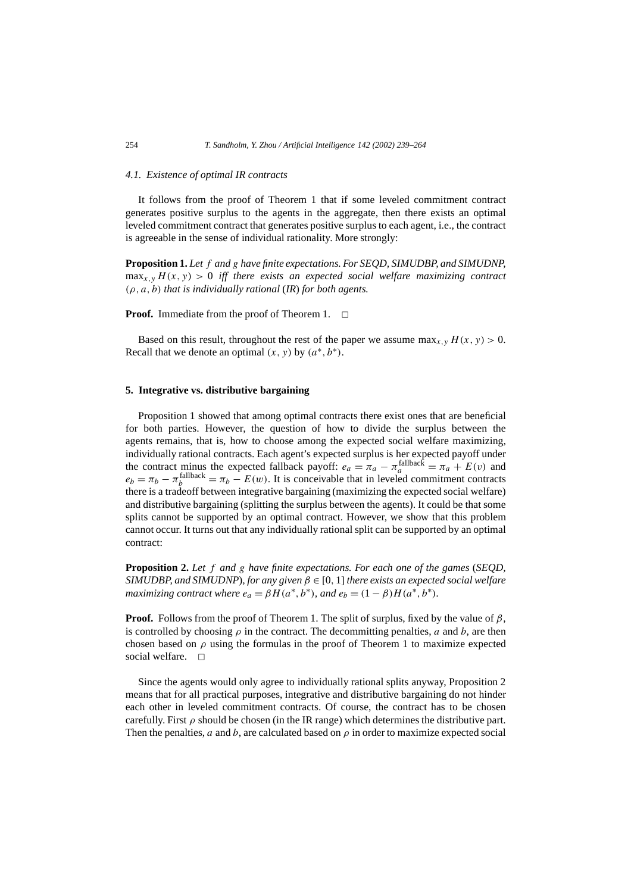### 4.1. Existence of optimal IR contracts

It follows from the proof of Theorem 1 that if some leveled commitment contract generates positive surplus to the agents in the aggregate, then there exists an optimal leveled commitment contract that generates positive surplus to each agent, i.e., the contract is agreeable in the sense of individual rationality. More strongly:

**Proposition 1.** *Let $f$ and $g$ have finite expectations. For SEQD, SIMUDBP, and SIMUDNP, $\max_{x,y} H(x, y) > 0$ iff there exists an expected social welfare maximizing contract $(\rho, a, b)$ that is individually rational (IR) for both agents.*

**Proof.** Immediate from the proof of Theorem 1. □

Based on this result, throughout the rest of the paper we assume $\max_{x,y} H(x, y) > 0$. Recall that we denote an optimal $(x, y)$ by $(a^*, b^*)$.

## 5. Integrative vs. distributive bargaining

Proposition 1 showed that among optimal contracts there exist ones that are beneficial for both parties. However, the question of how to divide the surplus between the agents remains, that is, how to choose among the expected social welfare maximizing, individually rational contracts. Each agent's expected surplus is her expected payoff under the contract minus the expected fallback payoff: $e_a = \pi_a - \pi_a^{\text{fallback}} = \pi_a + E(v)$ and $e_b = \pi_b - \pi_b^{\text{fallback}} = \pi_b - E(w)$. It is conceivable that in leveled commitment contracts there is a tradeoff between integrative bargaining (maximizing the expected social welfare) and distributive bargaining (splitting the surplus between the agents). It could be that some splits cannot be supported by an optimal contract. However, we show that this problem cannot occur. It turns out that any individually rational split can be supported by an optimal contract:

**Proposition 2.** *Let $f$ and $g$ have finite expectations. For each one of the games (SEQD, SIMUDBP, and SIMUDNP), for any given $\beta \in [0, 1]$ there exists an expected social welfare maximizing contract where $e_a = \beta H(a^*, b^*)$, and $e_b = (1 - \beta)H(a^*, b^*)$.*

**Proof.** Follows from the proof of Theorem 1. The split of surplus, fixed by the value of $\beta$, is controlled by choosing $\rho$ in the contract. The decommitting penalties, $a$ and $b$, are then chosen based on $\rho$ using the formulas in the proof of Theorem 1 to maximize expected social welfare. □

Since the agents would only agree to individually rational splits anyway, Proposition 2 means that for all practical purposes, integrative and distributive bargaining do not hinder each other in leveled commitment contracts. Of course, the contract has to be chosen carefully. First $\rho$ should be chosen (in the IR range) which determines the distributive part. Then the penalties, $a$ and $b$, are calculated based on $\rho$ in order to maximize expected social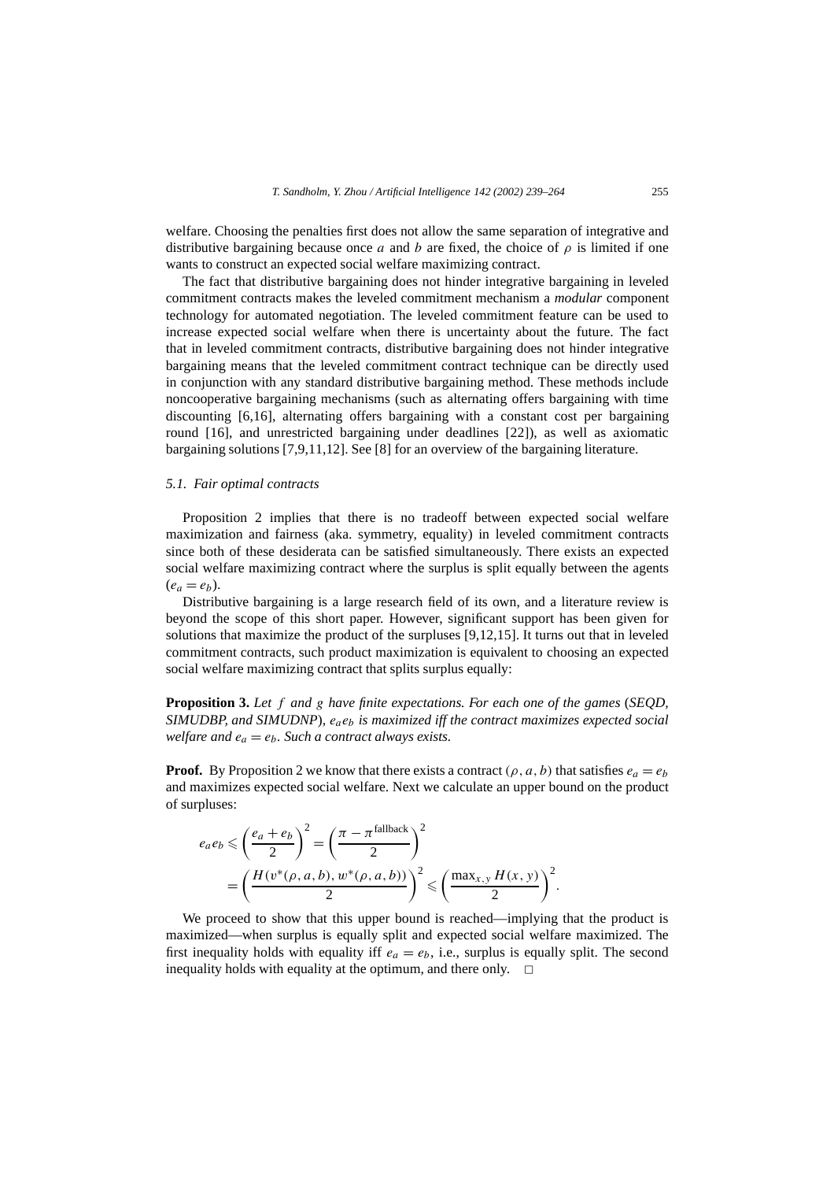welfare. Choosing the penalties first does not allow the same separation of integrative and distributive bargaining because once $a$ and $b$ are fixed, the choice of $\rho$ is limited if one wants to construct an expected social welfare maximizing contract.

The fact that distributive bargaining does not hinder integrative bargaining in leveled commitment contracts makes the leveled commitment mechanism a *modular* component technology for automated negotiation. The leveled commitment feature can be used to increase expected social welfare when there is uncertainty about the future. The fact that in leveled commitment contracts, distributive bargaining does not hinder integrative bargaining means that the leveled commitment contract technique can be directly used in conjunction with any standard distributive bargaining method. These methods include noncooperative bargaining mechanisms (such as alternating offers bargaining with time discounting [6,16], alternating offers bargaining with a constant cost per bargaining round [16], and unrestricted bargaining under deadlines [22]), as well as axiomatic bargaining solutions [7,9,11,12]. See [8] for an overview of the bargaining literature.

### 5.1. Fair optimal contracts

Proposition 2 implies that there is no tradeoff between expected social welfare maximization and fairness (aka. symmetry, equality) in leveled commitment contracts since both of these desiderata can be satisfied simultaneously. There exists an expected social welfare maximizing contract where the surplus is split equally between the agents ($e_a = e_b$).

Distributive bargaining is a large research field of its own, and a literature review is beyond the scope of this short paper. However, significant support has been given for solutions that maximize the product of the surpluses [9,12,15]. It turns out that in leveled commitment contracts, such product maximization is equivalent to choosing an expected social welfare maximizing contract that splits surplus equally:

**Proposition 3.** *Let $f$ and $g$ have finite expectations. For each one of the games (SEQD, SIMUDBP, and SIMUDNP), $e_a e_b$ is maximized iff the contract maximizes expected social welfare and $e_a = e_b$. Such a contract always exists.*

**Proof.** By Proposition 2 we know that there exists a contract $(\rho, a, b)$ that satisfies $e_a = e_b$ and maximizes expected social welfare. Next we calculate an upper bound on the product of surpluses:

$$e_a e_b \leqslant \left(\frac{e_a + e_b}{2}\right)^2 = \left(\frac{\pi - \pi^{\text{fallback}}}{2}\right)^2 = \left(\frac{H(v^*(\rho, a, b), w^*(\rho, a, b))}{2}\right)^2 \leqslant \left(\frac{\max_{x,y} H(x, y)}{2}\right)^2.$$

We proceed to show that this upper bound is reached—implying that the product is maximized—when surplus is equally split and expected social welfare maximized. The first inequality holds with equality iff $e_a = e_b$, i.e., surplus is equally split. The second inequality holds with equality at the optimum, and there only. □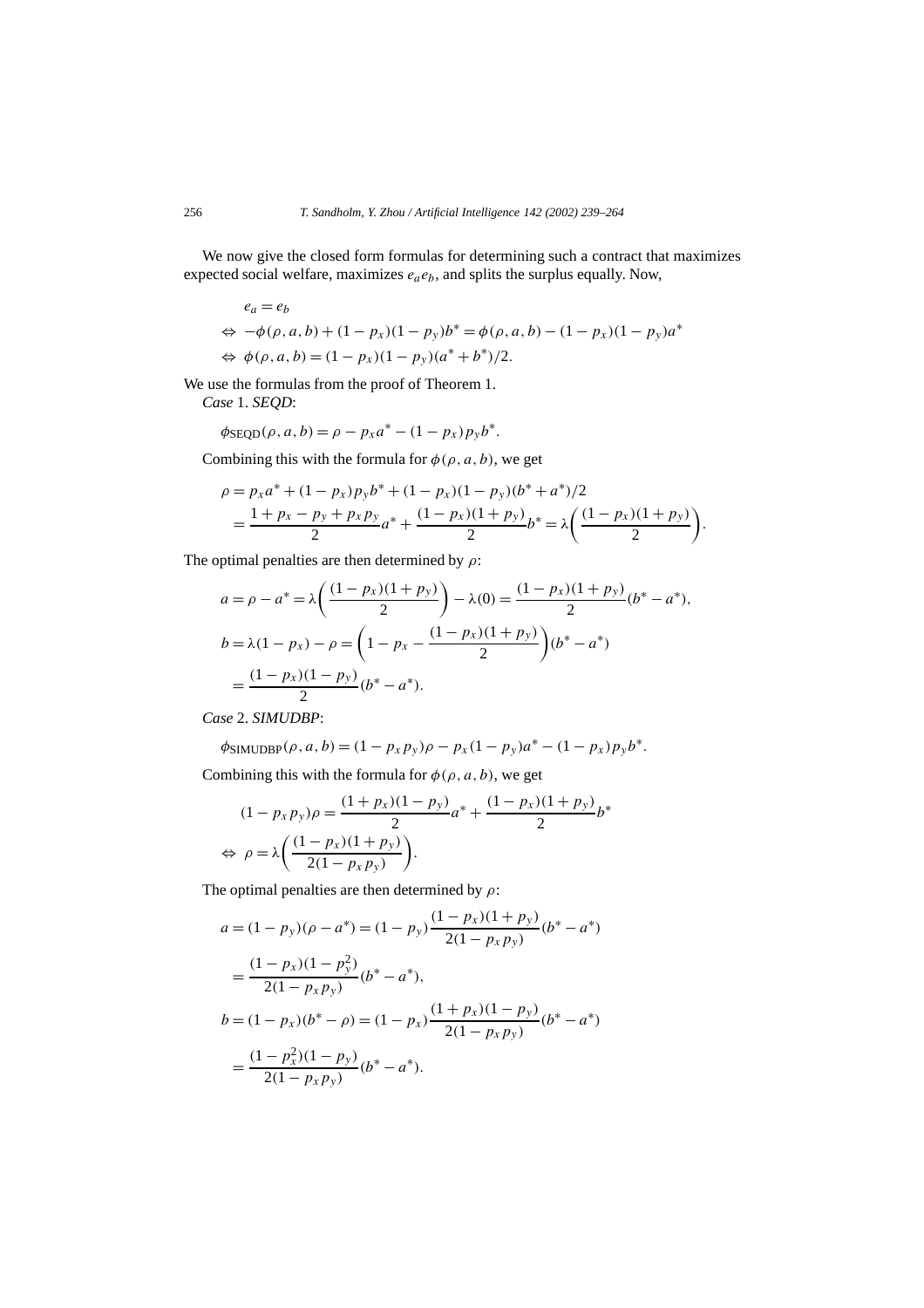We now give the closed form formulas for determining such a contract that maximizes expected social welfare, maximizes $e_a e_b$, and splits the surplus equally. Now,

$$
\begin{aligned}
& e_a = e_b \\
\Leftrightarrow\ & -\phi(\rho, a, b) + (1-p_x)(1-p_y)b^* = \phi(\rho, a, b) - (1-p_x)(1-p_y)a^* \\
\Leftrightarrow\ & \phi(\rho, a, b) = (1-p_x)(1-p_y)(a^* + b^*)/2.
\end{aligned}
$$

We use the formulas from the proof of Theorem 1.

*Case* 1. *SEQD*:

$$
\phi_{\mathrm{SEQD}}(\rho, a, b) = \rho - p_x a^* - (1-p_x) p_y b^*.
$$

Combining this with the formula for $\phi(\rho, a, b)$, we get

$$
\begin{aligned}
\rho &= p_x a^* + (1-p_x) p_y b^* + (1-p_x)(1-p_y)(b^* + a^*)/2 \\
&= \frac{1 + p_x - p_y + p_x p_y}{2} a^* + \frac{(1-p_x)(1+p_y)}{2} b^* = \lambda\left(\frac{(1-p_x)(1+p_y)}{2}\right).
\end{aligned}
$$

The optimal penalties are then determined by $\rho$:

$$
\begin{aligned}
a &= \rho - a^* = \lambda\left(\frac{(1-p_x)(1+p_y)}{2}\right) - \lambda(0) = \frac{(1-p_x)(1+p_y)}{2}(b^* - a^*), \\
b &= \lambda(1-p_x) - \rho = \left(1 - p_x - \frac{(1-p_x)(1+p_y)}{2}\right)(b^* - a^*) \\
&= \frac{(1-p_x)(1-p_y)}{2}(b^* - a^*).
\end{aligned}
$$

*Case* 2. *SIMUDBP*:

$$
\phi_{\mathrm{SIMUDBP}}(\rho, a, b) = (1 - p_x p_y)\rho - p_x(1-p_y)a^* - (1-p_x) p_y b^*.
$$

Combining this with the formula for $\phi(\rho, a, b)$, we get

$$
\begin{aligned}
& (1 - p_x p_y)\rho = \frac{(1+p_x)(1-p_y)}{2} a^* + \frac{(1-p_x)(1+p_y)}{2} b^* \\
\Leftrightarrow\ & \rho = \lambda\left(\frac{(1-p_x)(1+p_y)}{2(1-p_x p_y)}\right).
\end{aligned}
$$

The optimal penalties are then determined by $\rho$:

$$
\begin{aligned}
a &= (1-p_y)(\rho - a^*) = (1-p_y)\frac{(1-p_x)(1+p_y)}{2(1-p_x p_y)}(b^* - a^*) \\
&= \frac{(1-p_x)(1-p_y^2)}{2(1-p_x p_y)}(b^* - a^*), \\
b &= (1-p_x)(b^* - \rho) = (1-p_x)\frac{(1+p_x)(1-p_y)}{2(1-p_x p_y)}(b^* - a^*) \\
&= \frac{(1-p_x^2)(1-p_y)}{2(1-p_x p_y)}(b^* - a^*).
\end{aligned}
$$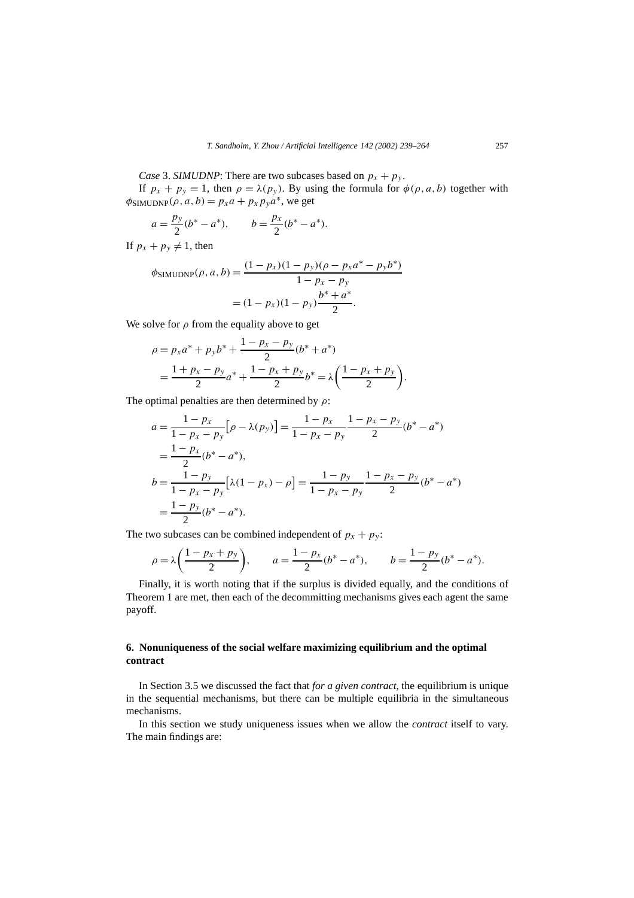*Case* 3. *SIMUDNP*: There are two subcases based on $p_x + p_y$.

If $p_x + p_y = 1$, then $\rho = \lambda(p_y)$. By using the formula for $\phi(\rho, a, b)$ together with $\phi_{\text{SIMUDNP}}(\rho, a, b) = p_x a + p_x p_y a^*$, we get

$$a = \frac{p_y}{2}(b^* - a^*), \qquad b = \frac{p_x}{2}(b^* - a^*).$$

If $p_x + p_y \neq 1$, then

$$\begin{aligned}
\phi_{\text{SIMUDNP}}(\rho, a, b) &= \frac{(1-p_x)(1-p_y)(\rho - p_x a^* - p_y b^*)}{1 - p_x - p_y} \\
&= (1-p_x)(1-p_y)\frac{b^* + a^*}{2}.
\end{aligned}$$

We solve for $\rho$ from the equality above to get

$$\begin{aligned}
\rho &= p_x a^* + p_y b^* + \frac{1 - p_x - p_y}{2}(b^* + a^*) \\
&= \frac{1 + p_x - p_y}{2}a^* + \frac{1 - p_x + p_y}{2}b^* = \lambda\left(\frac{1 - p_x + p_y}{2}\right).
\end{aligned}$$

The optimal penalties are then determined by $\rho$:

$$\begin{aligned}
a &= \frac{1-p_x}{1-p_x-p_y}\big[\rho - \lambda(p_y)\big] = \frac{1-p_x}{1-p_x-p_y}\frac{1-p_x-p_y}{2}(b^* - a^*) \\
&= \frac{1-p_x}{2}(b^* - a^*), \\
b &= \frac{1-p_y}{1-p_x-p_y}\big[\lambda(1-p_x) - \rho\big] = \frac{1-p_y}{1-p_x-p_y}\frac{1-p_x-p_y}{2}(b^* - a^*) \\
&= \frac{1-p_y}{2}(b^* - a^*).
\end{aligned}$$

The two subcases can be combined independent of $p_x + p_y$:

$$\rho = \lambda\left(\frac{1-p_x+p_y}{2}\right), \qquad a = \frac{1-p_x}{2}(b^* - a^*), \qquad b = \frac{1-p_y}{2}(b^* - a^*).$$

Finally, it is worth noting that if the surplus is divided equally, and the conditions of Theorem 1 are met, then each of the decommitting mechanisms gives each agent the same payoff.

## 6. Nonuniqueness of the social welfare maximizing equilibrium and the optimal contract

In Section 3.5 we discussed the fact that *for a given contract*, the equilibrium is unique in the sequential mechanisms, but there can be multiple equilibria in the simultaneous mechanisms.

In this section we study uniqueness issues when we allow the *contract* itself to vary. The main findings are: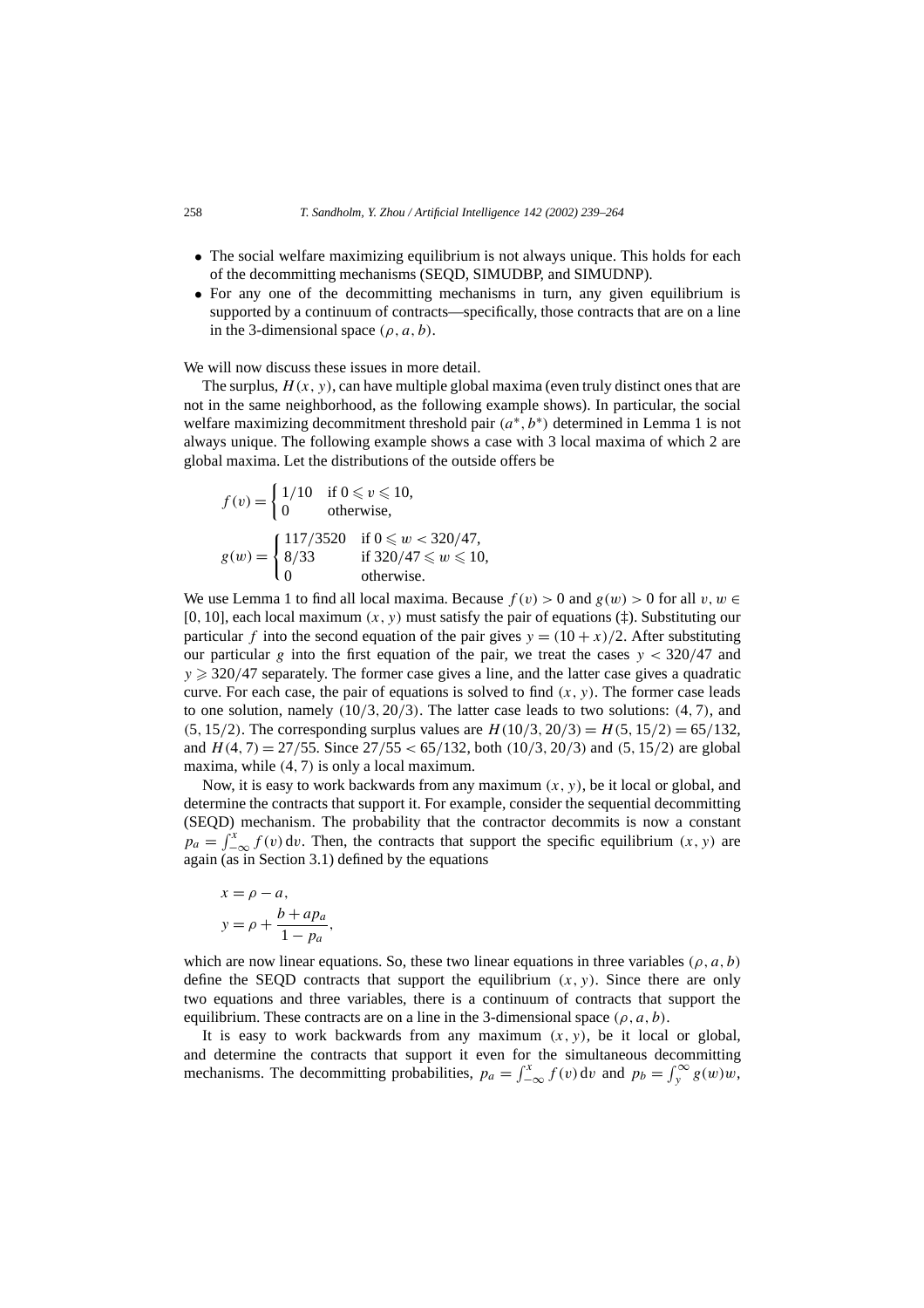- The social welfare maximizing equilibrium is not always unique. This holds for each of the decommitting mechanisms (SEQD, SIMUDBP, and SIMUDNP).
- For any one of the decommitting mechanisms in turn, any given equilibrium is supported by a continuum of contracts—specifically, those contracts that are on a line in the 3-dimensional space $(\rho, a, b)$.

We will now discuss these issues in more detail.

The surplus, $H(x, y)$, can have multiple global maxima (even truly distinct ones that are not in the same neighborhood, as the following example shows). In particular, the social welfare maximizing decommitment threshold pair $(a^*, b^*)$ determined in Lemma 1 is not always unique. The following example shows a case with 3 local maxima of which 2 are global maxima. Let the distributions of the outside offers be

$$f(v) = \begin{cases} 1/10 & \text{if } 0 \leqslant v \leqslant 10, \\ 0 & \text{otherwise,} \end{cases}$$

$$g(w) = \begin{cases} 117/3520 & \text{if } 0 \leqslant w < 320/47, \\ 8/33 & \text{if } 320/47 \leqslant w \leqslant 10, \\ 0 & \text{otherwise.} \end{cases}$$

We use Lemma 1 to find all local maxima. Because $f(v) > 0$ and $g(w) > 0$ for all $v, w \in [0, 10]$, each local maximum $(x, y)$ must satisfy the pair of equations (‡). Substituting our particular $f$ into the second equation of the pair gives $y = (10 + x)/2$. After substituting our particular $g$ into the first equation of the pair, we treat the cases $y < 320/47$ and $y \geqslant 320/47$ separately. The former case gives a line, and the latter case gives a quadratic curve. For each case, the pair of equations is solved to find $(x, y)$. The former case leads to one solution, namely $(10/3, 20/3)$. The latter case leads to two solutions: $(4, 7)$, and $(5, 15/2)$. The corresponding surplus values are $H(10/3, 20/3) = H(5, 15/2) = 65/132$, and $H(4, 7) = 27/55$. Since $27/55 < 65/132$, both $(10/3, 20/3)$ and $(5, 15/2)$ are global maxima, while $(4, 7)$ is only a local maximum.

Now, it is easy to work backwards from any maximum $(x, y)$, be it local or global, and determine the contracts that support it. For example, consider the sequential decommitting (SEQD) mechanism. The probability that the contractor decommits is now a constant $p_a = \int_{-\infty}^{x} f(v)\,\mathrm{d}v$. Then, the contracts that support the specific equilibrium $(x, y)$ are again (as in Section 3.1) defined by the equations

$$x = \rho - a,$$

$$y = \rho + \frac{b + a p_a}{1 - p_a},$$

which are now linear equations. So, these two linear equations in three variables $(\rho, a, b)$ define the SEQD contracts that support the equilibrium $(x, y)$. Since there are only two equations and three variables, there is a continuum of contracts that support the equilibrium. These contracts are on a line in the 3-dimensional space $(\rho, a, b)$.

It is easy to work backwards from any maximum $(x, y)$, be it local or global, and determine the contracts that support it even for the simultaneous decommitting mechanisms. The decommitting probabilities, $p_a = \int_{-\infty}^{x} f(v)\,\mathrm{d}v$ and $p_b = \int_{y}^{\infty} g(w) w$,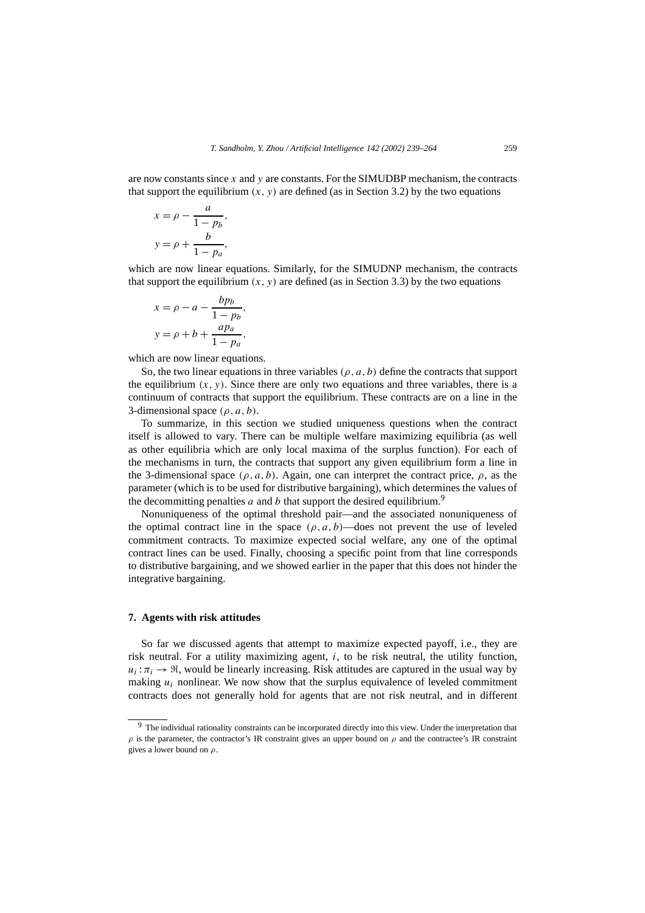are now constants since $x$ and $y$ are constants. For the SIMUDBP mechanism, the contracts that support the equilibrium $(x, y)$ are defined (as in Section 3.2) by the two equations

$$x = \rho - \frac{a}{1 - p_b},$$
$$y = \rho + \frac{b}{1 - p_a},$$

which are now linear equations. Similarly, for the SIMUDNP mechanism, the contracts that support the equilibrium $(x, y)$ are defined (as in Section 3.3) by the two equations

$$x = \rho - a - \frac{bp_b}{1 - p_b},$$
$$y = \rho + b + \frac{ap_a}{1 - p_a},$$

which are now linear equations.

So, the two linear equations in three variables $(\rho, a, b)$ define the contracts that support the equilibrium $(x, y)$. Since there are only two equations and three variables, there is a continuum of contracts that support the equilibrium. These contracts are on a line in the 3-dimensional space $(\rho, a, b)$.

To summarize, in this section we studied uniqueness questions when the contract itself is allowed to vary. There can be multiple welfare maximizing equilibria (as well as other equilibria which are only local maxima of the surplus function). For each of the mechanisms in turn, the contracts that support any given equilibrium form a line in the 3-dimensional space $(\rho, a, b)$. Again, one can interpret the contract price, $\rho$, as the parameter (which is to be used for distributive bargaining), which determines the values of the decommitting penalties $a$ and $b$ that support the desired equilibrium.[9]

Nonuniqueness of the optimal threshold pair—and the associated nonuniqueness of the optimal contract line in the space $(\rho, a, b)$—does not prevent the use of leveled commitment contracts. To maximize expected social welfare, any one of the optimal contract lines can be used. Finally, choosing a specific point from that line corresponds to distributive bargaining, and we showed earlier in the paper that this does not hinder the integrative bargaining.

## 7. Agents with risk attitudes

So far we discussed agents that attempt to maximize expected payoff, i.e., they are risk neutral. For a utility maximizing agent, $i$, to be risk neutral, the utility function, $u_i : \pi_i \to \Re$, would be linearly increasing. Risk attitudes are captured in the usual way by making $u_i$ nonlinear. We now show that the surplus equivalence of leveled commitment contracts does not generally hold for agents that are not risk neutral, and in different

[9] The individual rationality constraints can be incorporated directly into this view. Under the interpretation that $\rho$ is the parameter, the contractor's IR constraint gives an upper bound on $\rho$ and the contractee's IR constraint gives a lower bound on $\rho$.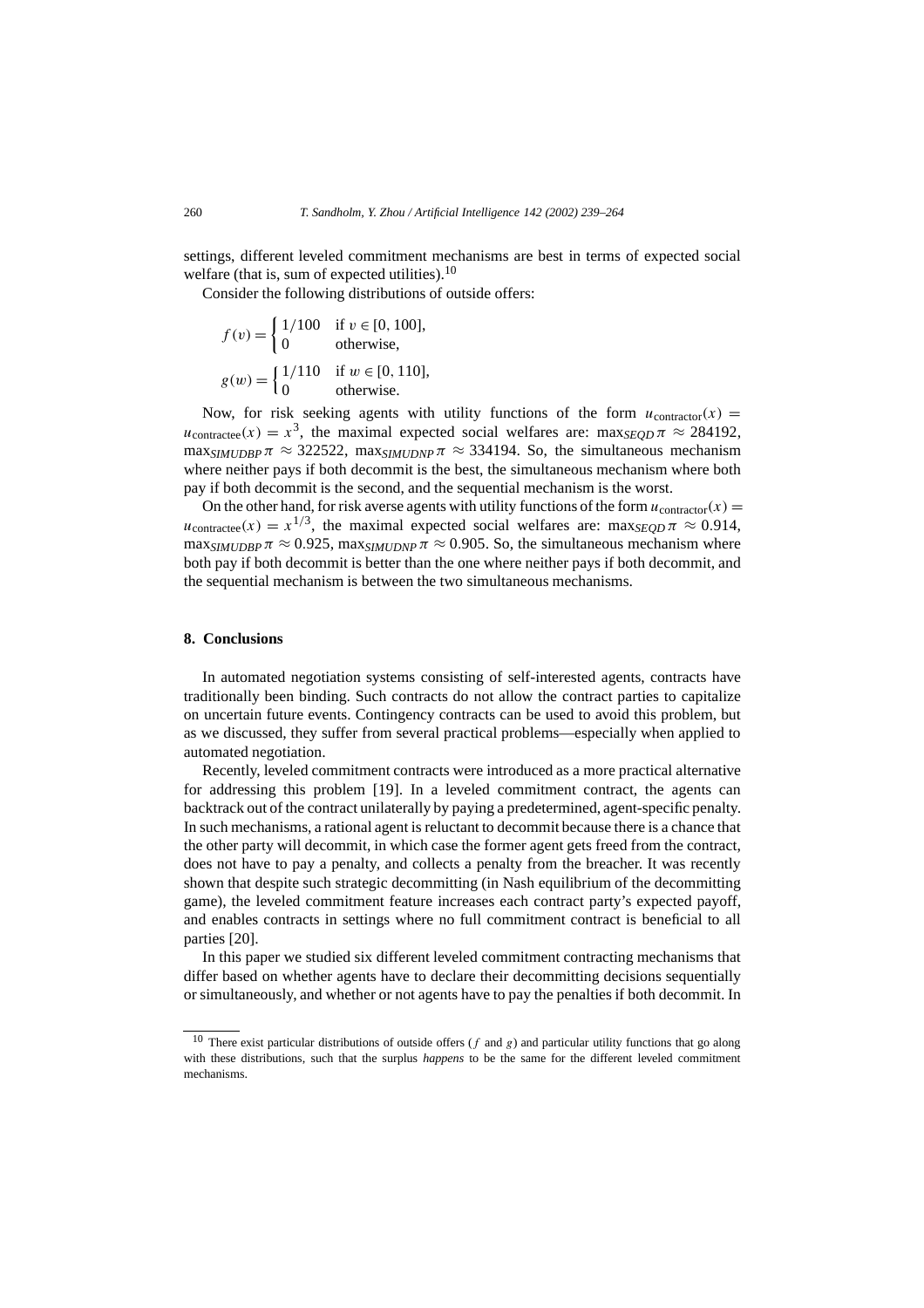settings, different leveled commitment mechanisms are best in terms of expected social welfare (that is, sum of expected utilities).[10]

Consider the following distributions of outside offers:

$$f(v) = \begin{cases} 1/100 & \text{if } v \in [0, 100], \\ 0 & \text{otherwise,} \end{cases}$$

$$g(w) = \begin{cases} 1/110 & \text{if } w \in [0, 110], \\ 0 & \text{otherwise.} \end{cases}$$

Now, for risk seeking agents with utility functions of the form $u_{\text{contractor}}(x) = u_{\text{contractee}}(x) = x^3$, the maximal expected social welfares are: $\max_{SEQD} \pi \approx 284192$, $\max_{SIMUDBP} \pi \approx 322522$, $\max_{SIMUDNP} \pi \approx 334194$. So, the simultaneous mechanism where neither pays if both decommit is the best, the simultaneous mechanism where both pay if both decommit is the second, and the sequential mechanism is the worst.

On the other hand, for risk averse agents with utility functions of the form $u_{\text{contractor}}(x) = u_{\text{contractee}}(x) = x^{1/3}$, the maximal expected social welfares are: $\max_{SEQD} \pi \approx 0.914$, $\max_{SIMUDBP} \pi \approx 0.925$, $\max_{SIMUDNP} \pi \approx 0.905$. So, the simultaneous mechanism where both pay if both decommit is better than the one where neither pays if both decommit, and the sequential mechanism is between the two simultaneous mechanisms.

## 8. Conclusions

In automated negotiation systems consisting of self-interested agents, contracts have traditionally been binding. Such contracts do not allow the contract parties to capitalize on uncertain future events. Contingency contracts can be used to avoid this problem, but as we discussed, they suffer from several practical problems—especially when applied to automated negotiation.

Recently, leveled commitment contracts were introduced as a more practical alternative for addressing this problem [19]. In a leveled commitment contract, the agents can backtrack out of the contract unilaterally by paying a predetermined, agent-specific penalty. In such mechanisms, a rational agent is reluctant to decommit because there is a chance that the other party will decommit, in which case the former agent gets freed from the contract, does not have to pay a penalty, and collects a penalty from the breacher. It was recently shown that despite such strategic decommitting (in Nash equilibrium of the decommitting game), the leveled commitment feature increases each contract party's expected payoff, and enables contracts in settings where no full commitment contract is beneficial to all parties [20].

In this paper we studied six different leveled commitment contracting mechanisms that differ based on whether agents have to declare their decommitting decisions sequentially or simultaneously, and whether or not agents have to pay the penalties if both decommit. In

[10] There exist particular distributions of outside offers ($f$ and $g$) and particular utility functions that go along with these distributions, such that the surplus *happens* to be the same for the different leveled commitment mechanisms.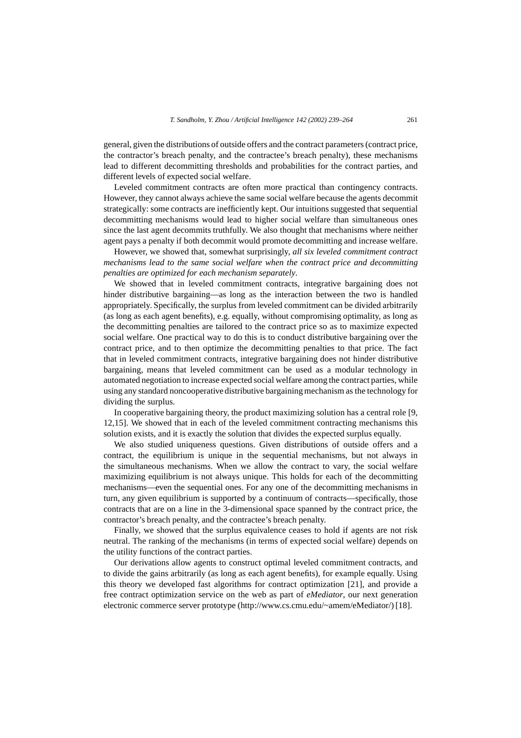general, given the distributions of outside offers and the contract parameters (contract price, the contractor's breach penalty, and the contractee's breach penalty), these mechanisms lead to different decommitting thresholds and probabilities for the contract parties, and different levels of expected social welfare.

Leveled commitment contracts are often more practical than contingency contracts. However, they cannot always achieve the same social welfare because the agents decommit strategically: some contracts are inefficiently kept. Our intuitions suggested that sequential decommitting mechanisms would lead to higher social welfare than simultaneous ones since the last agent decommits truthfully. We also thought that mechanisms where neither agent pays a penalty if both decommit would promote decommitting and increase welfare.

However, we showed that, somewhat surprisingly, *all six leveled commitment contract mechanisms lead to the same social welfare when the contract price and decommitting penalties are optimized for each mechanism separately*.

We showed that in leveled commitment contracts, integrative bargaining does not hinder distributive bargaining—as long as the interaction between the two is handled appropriately. Specifically, the surplus from leveled commitment can be divided arbitrarily (as long as each agent benefits), e.g. equally, without compromising optimality, as long as the decommitting penalties are tailored to the contract price so as to maximize expected social welfare. One practical way to do this is to conduct distributive bargaining over the contract price, and to then optimize the decommitting penalties to that price. The fact that in leveled commitment contracts, integrative bargaining does not hinder distributive bargaining, means that leveled commitment can be used as a modular technology in automated negotiation to increase expected social welfare among the contract parties, while using any standard noncooperative distributive bargaining mechanism as the technology for dividing the surplus.

In cooperative bargaining theory, the product maximizing solution has a central role [9, 12,15]. We showed that in each of the leveled commitment contracting mechanisms this solution exists, and it is exactly the solution that divides the expected surplus equally.

We also studied uniqueness questions. Given distributions of outside offers and a contract, the equilibrium is unique in the sequential mechanisms, but not always in the simultaneous mechanisms. When we allow the contract to vary, the social welfare maximizing equilibrium is not always unique. This holds for each of the decommitting mechanisms—even the sequential ones. For any one of the decommitting mechanisms in turn, any given equilibrium is supported by a continuum of contracts—specifically, those contracts that are on a line in the 3-dimensional space spanned by the contract price, the contractor's breach penalty, and the contractee's breach penalty.

Finally, we showed that the surplus equivalence ceases to hold if agents are not risk neutral. The ranking of the mechanisms (in terms of expected social welfare) depends on the utility functions of the contract parties.

Our derivations allow agents to construct optimal leveled commitment contracts, and to divide the gains arbitrarily (as long as each agent benefits), for example equally. Using this theory we developed fast algorithms for contract optimization [21], and provide a free contract optimization service on the web as part of *eMediator*, our next generation electronic commerce server prototype (http://www.cs.cmu.edu/~amem/eMediator/) [18].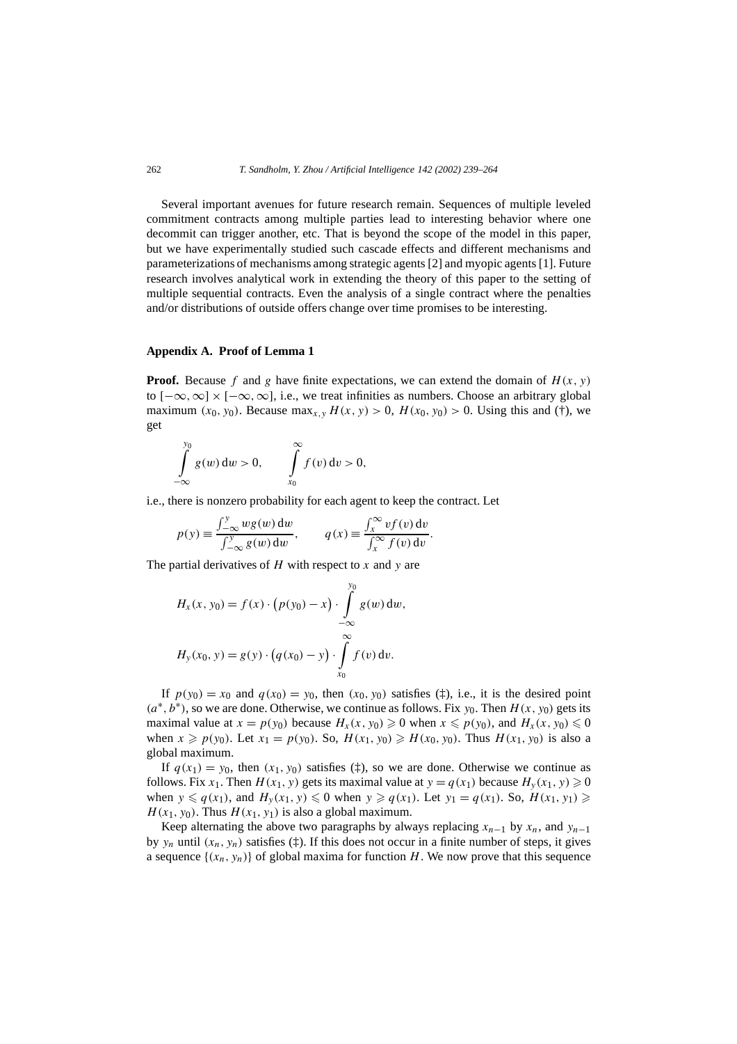Several important avenues for future research remain. Sequences of multiple leveled commitment contracts among multiple parties lead to interesting behavior where one decommit can trigger another, etc. That is beyond the scope of the model in this paper, but we have experimentally studied such cascade effects and different mechanisms and parameterizations of mechanisms among strategic agents [2] and myopic agents [1]. Future research involves analytical work in extending the theory of this paper to the setting of multiple sequential contracts. Even the analysis of a single contract where the penalties and/or distributions of outside offers change over time promises to be interesting.

## Appendix A. Proof of Lemma 1

**Proof.** Because $f$ and $g$ have finite expectations, we can extend the domain of $H(x, y)$ to $[-\infty, \infty] \times [-\infty, \infty]$, i.e., we treat infinities as numbers. Choose an arbitrary global maximum $(x_0, y_0)$. Because $\max_{x,y} H(x, y) > 0$, $H(x_0, y_0) > 0$. Using this and (†), we get

$$\int_{-\infty}^{y_0} g(w)\,\mathrm{d}w > 0, \qquad \int_{x_0}^{\infty} f(v)\,\mathrm{d}v > 0,$$

i.e., there is nonzero probability for each agent to keep the contract. Let

$$p(y) \equiv \frac{\int_{-\infty}^{y} w g(w)\,\mathrm{d}w}{\int_{-\infty}^{y} g(w)\,\mathrm{d}w}, \qquad q(x) \equiv \frac{\int_{x}^{\infty} v f(v)\,\mathrm{d}v}{\int_{x}^{\infty} f(v)\,\mathrm{d}v}.$$

The partial derivatives of $H$ with respect to $x$ and $y$ are

$$H_x(x, y_0) = f(x) \cdot \bigl(p(y_0) - x\bigr) \cdot \int_{-\infty}^{y_0} g(w)\,\mathrm{d}w,$$

$$H_y(x_0, y) = g(y) \cdot \bigl(q(x_0) - y\bigr) \cdot \int_{x_0}^{\infty} f(v)\,\mathrm{d}v.$$

If $p(y_0) = x_0$ and $q(x_0) = y_0$, then $(x_0, y_0)$ satisfies (‡), i.e., it is the desired point $(a^*, b^*)$, so we are done. Otherwise, we continue as follows. Fix $y_0$. Then $H(x, y_0)$ gets its maximal value at $x = p(y_0)$ because $H_x(x, y_0) \geqslant 0$ when $x \leqslant p(y_0)$, and $H_x(x, y_0) \leqslant 0$ when $x \geqslant p(y_0)$. Let $x_1 = p(y_0)$. So, $H(x_1, y_0) \geqslant H(x_0, y_0)$. Thus $H(x_1, y_0)$ is also a global maximum.

If $q(x_1) = y_0$, then $(x_1, y_0)$ satisfies (‡), so we are done. Otherwise we continue as follows. Fix $x_1$. Then $H(x_1, y)$ gets its maximal value at $y = q(x_1)$ because $H_y(x_1, y) \geqslant 0$ when $y \leqslant q(x_1)$, and $H_y(x_1, y) \leqslant 0$ when $y \geqslant q(x_1)$. Let $y_1 = q(x_1)$. So, $H(x_1, y_1) \geqslant H(x_1, y_0)$. Thus $H(x_1, y_1)$ is also a global maximum.

Keep alternating the above two paragraphs by always replacing $x_{n-1}$ by $x_n$, and $y_{n-1}$ by $y_n$ until $(x_n, y_n)$ satisfies (‡). If this does not occur in a finite number of steps, it gives a sequence $\{(x_n, y_n)\}$ of global maxima for function $H$. We now prove that this sequence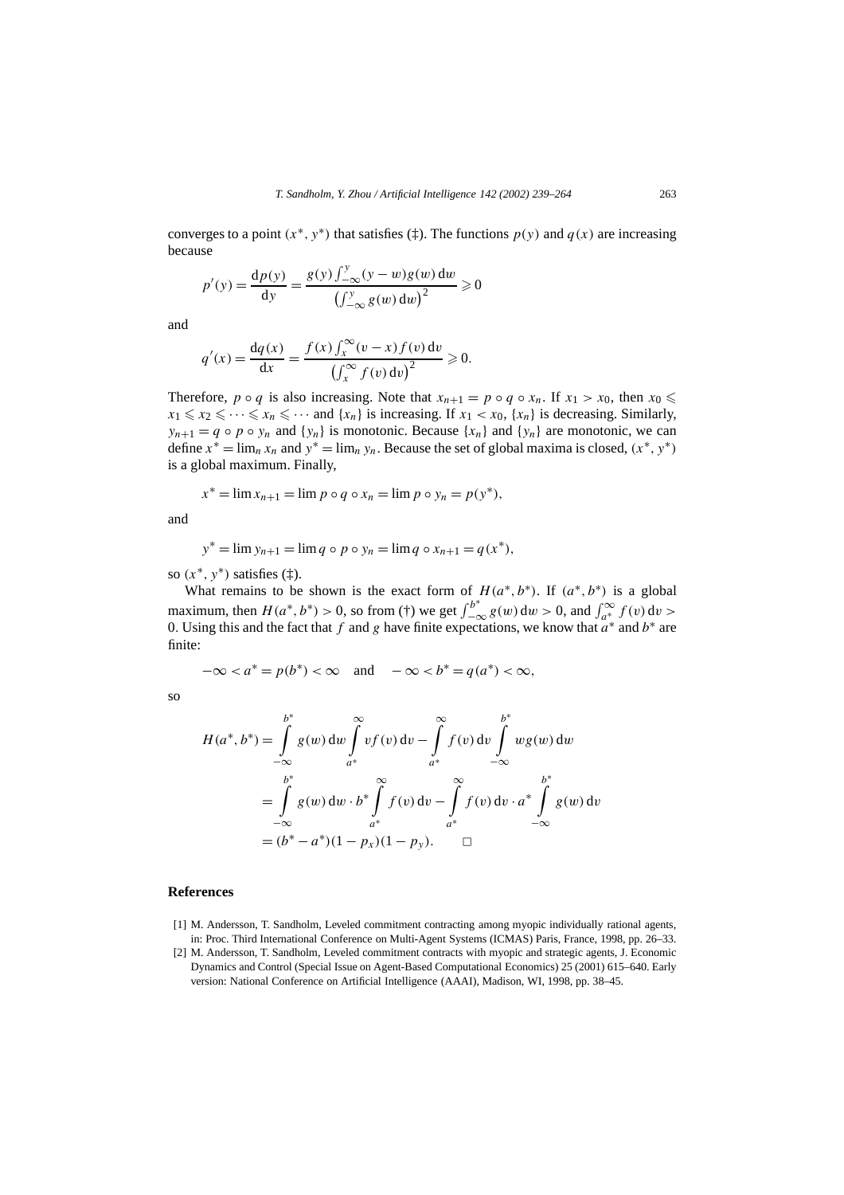converges to a point $(x^*, y^*)$ that satisfies (‡). The functions $p(y)$ and $q(x)$ are increasing because

$$p'(y) = \frac{\mathrm{d}p(y)}{\mathrm{d}y} = \frac{g(y)\int_{-\infty}^{y}(y-w)g(w)\,\mathrm{d}w}{\left(\int_{-\infty}^{y} g(w)\,\mathrm{d}w\right)^2} \geqslant 0$$

and

$$q'(x) = \frac{\mathrm{d}q(x)}{\mathrm{d}x} = \frac{f(x)\int_{x}^{\infty}(v-x)f(v)\,\mathrm{d}v}{\left(\int_{x}^{\infty} f(v)\,\mathrm{d}v\right)^2} \geqslant 0.$$

Therefore, $p \circ q$ is also increasing. Note that $x_{n+1} = p \circ q \circ x_n$. If $x_1 > x_0$, then $x_0 \leqslant x_1 \leqslant x_2 \leqslant \cdots \leqslant x_n \leqslant \cdots$ and $\{x_n\}$ is increasing. If $x_1 < x_0$, $\{x_n\}$ is decreasing. Similarly, $y_{n+1} = q \circ p \circ y_n$ and $\{y_n\}$ is monotonic. Because $\{x_n\}$ and $\{y_n\}$ are monotonic, we can define $x^* = \lim_n x_n$ and $y^* = \lim_n y_n$. Because the set of global maxima is closed, $(x^*, y^*)$ is a global maximum. Finally,

$$x^* = \lim x_{n+1} = \lim p \circ q \circ x_n = \lim p \circ y_n = p(y^*),$$

and

$$y^* = \lim y_{n+1} = \lim q \circ p \circ y_n = \lim q \circ x_{n+1} = q(x^*),$$

so $(x^*, y^*)$ satisfies (‡).

What remains to be shown is the exact form of $H(a^*, b^*)$. If $(a^*, b^*)$ is a global maximum, then $H(a^*, b^*) > 0$, so from (†) we get $\int_{-\infty}^{b^*} g(w)\,\mathrm{d}w > 0$, and $\int_{a^*}^{\infty} f(v)\,\mathrm{d}v > 0$. Using this and the fact that $f$ and $g$ have finite expectations, we know that $a^*$ and $b^*$ are finite:

$$-\infty < a^* = p(b^*) < \infty \quad \text{and} \quad -\infty < b^* = q(a^*) < \infty,$$

so

$$\begin{aligned}
H(a^*, b^*) &= \int_{-\infty}^{b^*} g(w)\,\mathrm{d}w \int_{a^*}^{\infty} v f(v)\,\mathrm{d}v - \int_{a^*}^{\infty} f(v)\,\mathrm{d}v \int_{-\infty}^{b^*} w g(w)\,\mathrm{d}w \\
&= \int_{-\infty}^{b^*} g(w)\,\mathrm{d}w \cdot b^* \int_{a^*}^{\infty} f(v)\,\mathrm{d}v - \int_{a^*}^{\infty} f(v)\,\mathrm{d}v \cdot a^* \int_{-\infty}^{b^*} g(w)\,\mathrm{d}v \\
&= (b^* - a^*)(1 - p_x)(1 - p_y). \qquad \square
\end{aligned}$$

## References

[1] M. Andersson, T. Sandholm, Leveled commitment contracting among myopic individually rational agents, in: Proc. Third International Conference on Multi-Agent Systems (ICMAS) Paris, France, 1998, pp. 26–33.

[2] M. Andersson, T. Sandholm, Leveled commitment contracts with myopic and strategic agents, J. Economic Dynamics and Control (Special Issue on Agent-Based Computational Economics) 25 (2001) 615–640. Early version: National Conference on Artificial Intelligence (AAAI), Madison, WI, 1998, pp. 38–45.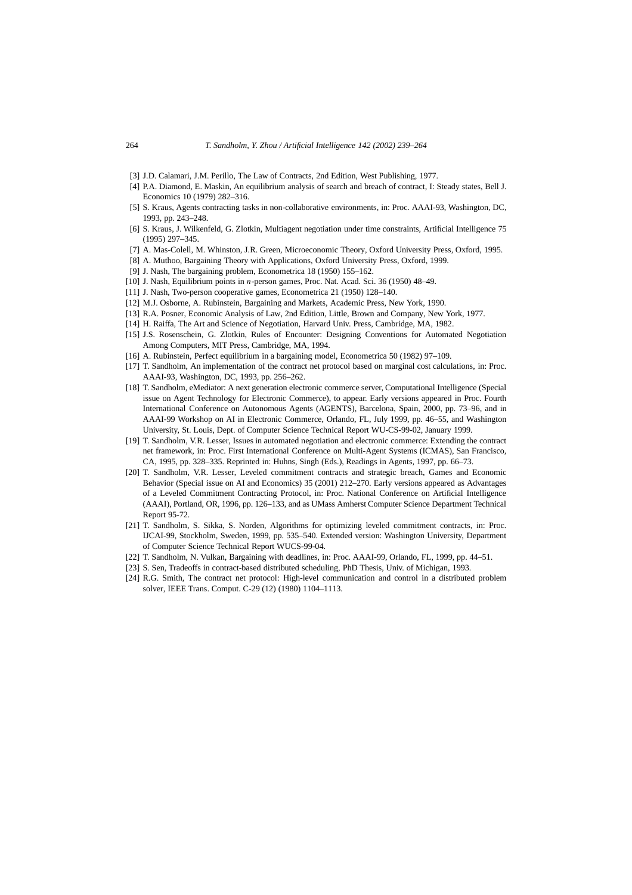[3] J.D. Calamari, J.M. Perillo, The Law of Contracts, 2nd Edition, West Publishing, 1977.

[4] P.A. Diamond, E. Maskin, An equilibrium analysis of search and breach of contract, I: Steady states, Bell J. Economics 10 (1979) 282–316.

[5] S. Kraus, Agents contracting tasks in non-collaborative environments, in: Proc. AAAI-93, Washington, DC, 1993, pp. 243–248.

[6] S. Kraus, J. Wilkenfeld, G. Zlotkin, Multiagent negotiation under time constraints, Artificial Intelligence 75 (1995) 297–345.

[7] A. Mas-Colell, M. Whinston, J.R. Green, Microeconomic Theory, Oxford University Press, Oxford, 1995.

[8] A. Muthoo, Bargaining Theory with Applications, Oxford University Press, Oxford, 1999.

[9] J. Nash, The bargaining problem, Econometrica 18 (1950) 155–162.

[10] J. Nash, Equilibrium points in *n*-person games, Proc. Nat. Acad. Sci. 36 (1950) 48–49.

[11] J. Nash, Two-person cooperative games, Econometrica 21 (1950) 128–140.

[12] M.J. Osborne, A. Rubinstein, Bargaining and Markets, Academic Press, New York, 1990.

[13] R.A. Posner, Economic Analysis of Law, 2nd Edition, Little, Brown and Company, New York, 1977.

[14] H. Raiffa, The Art and Science of Negotiation, Harvard Univ. Press, Cambridge, MA, 1982.

[15] J.S. Rosenschein, G. Zlotkin, Rules of Encounter: Designing Conventions for Automated Negotiation Among Computers, MIT Press, Cambridge, MA, 1994.

[16] A. Rubinstein, Perfect equilibrium in a bargaining model, Econometrica 50 (1982) 97–109.

[17] T. Sandholm, An implementation of the contract net protocol based on marginal cost calculations, in: Proc. AAAI-93, Washington, DC, 1993, pp. 256–262.

[18] T. Sandholm, eMediator: A next generation electronic commerce server, Computational Intelligence (Special issue on Agent Technology for Electronic Commerce), to appear. Early versions appeared in Proc. Fourth International Conference on Autonomous Agents (AGENTS), Barcelona, Spain, 2000, pp. 73–96, and in AAAI-99 Workshop on AI in Electronic Commerce, Orlando, FL, July 1999, pp. 46–55, and Washington University, St. Louis, Dept. of Computer Science Technical Report WU-CS-99-02, January 1999.

[19] T. Sandholm, V.R. Lesser, Issues in automated negotiation and electronic commerce: Extending the contract net framework, in: Proc. First International Conference on Multi-Agent Systems (ICMAS), San Francisco, CA, 1995, pp. 328–335. Reprinted in: Huhns, Singh (Eds.), Readings in Agents, 1997, pp. 66–73.

[20] T. Sandholm, V.R. Lesser, Leveled commitment contracts and strategic breach, Games and Economic Behavior (Special issue on AI and Economics) 35 (2001) 212–270. Early versions appeared as Advantages of a Leveled Commitment Contracting Protocol, in: Proc. National Conference on Artificial Intelligence (AAAI), Portland, OR, 1996, pp. 126–133, and as UMass Amherst Computer Science Department Technical Report 95-72.

[21] T. Sandholm, S. Sikka, S. Norden, Algorithms for optimizing leveled commitment contracts, in: Proc. IJCAI-99, Stockholm, Sweden, 1999, pp. 535–540. Extended version: Washington University, Department of Computer Science Technical Report WUCS-99-04.

[22] T. Sandholm, N. Vulkan, Bargaining with deadlines, in: Proc. AAAI-99, Orlando, FL, 1999, pp. 44–51.

[23] S. Sen, Tradeoffs in contract-based distributed scheduling, PhD Thesis, Univ. of Michigan, 1993.

[24] R.G. Smith, The contract net protocol: High-level communication and control in a distributed problem solver, IEEE Trans. Comput. C-29 (12) (1980) 1104–1113.